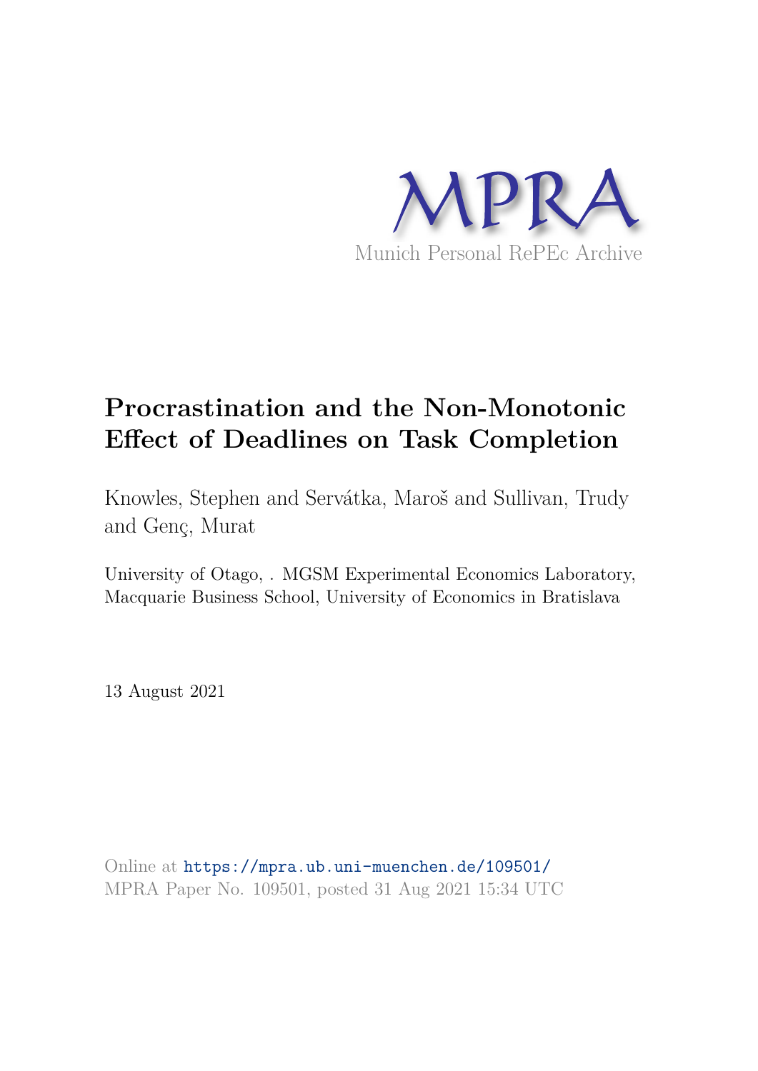MPRA

Munich Personal RePEc Archive

# Procrastination and the Non-Monotonic Effect of Deadlines on Task Completion

Knowles, Stephen and Servátka, Maroš and Sullivan, Trudy and Genç, Murat

University of Otago, . MGSM Experimental Economics Laboratory, Macquarie Business School, University of Economics in Bratislava

13 August 2021

Online at https://mpra.ub.uni-muenchen.de/109501/
MPRA Paper No. 109501, posted 31 Aug 2021 15:34 UTC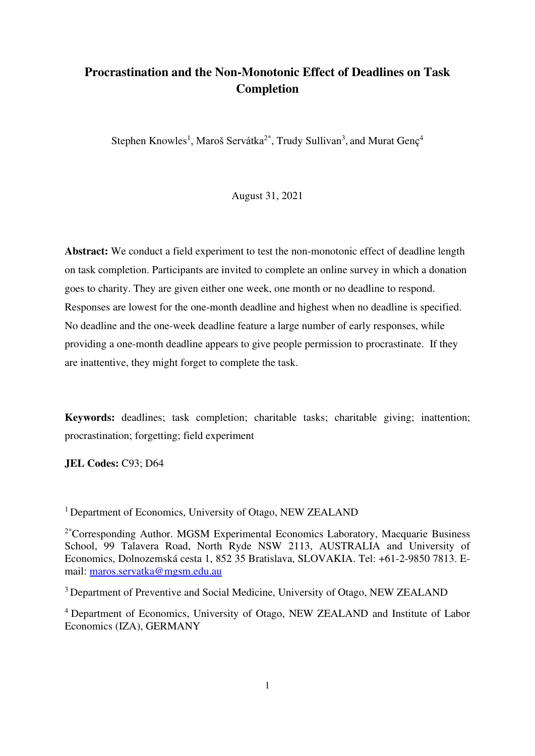# Procrastination and the Non-Monotonic Effect of Deadlines on Task Completion

Stephen Knowles[1], Maroš Servátka[2*], Trudy Sullivan[3], and Murat Genç[4]

August 31, 2021

**Abstract:** We conduct a field experiment to test the non-monotonic effect of deadline length on task completion. Participants are invited to complete an online survey in which a donation goes to charity. They are given either one week, one month or no deadline to respond. Responses are lowest for the one-month deadline and highest when no deadline is specified. No deadline and the one-week deadline feature a large number of early responses, while providing a one-month deadline appears to give people permission to procrastinate. If they are inattentive, they might forget to complete the task.

**Keywords:** deadlines; task completion; charitable tasks; charitable giving; inattention; procrastination; forgetting; field experiment

**JEL Codes:** C93; D64

[1] Department of Economics, University of Otago, NEW ZEALAND

[2*] Corresponding Author. MGSM Experimental Economics Laboratory, Macquarie Business School, 99 Talavera Road, North Ryde NSW 2113, AUSTRALIA and University of Economics, Dolnozemská cesta 1, 852 35 Bratislava, SLOVAKIA. Tel: +61-2-9850 7813. E-mail: maros.servatka@mgsm.edu.au

[3] Department of Preventive and Social Medicine, University of Otago, NEW ZEALAND

[4] Department of Economics, University of Otago, NEW ZEALAND and Institute of Labor Economics (IZA), GERMANY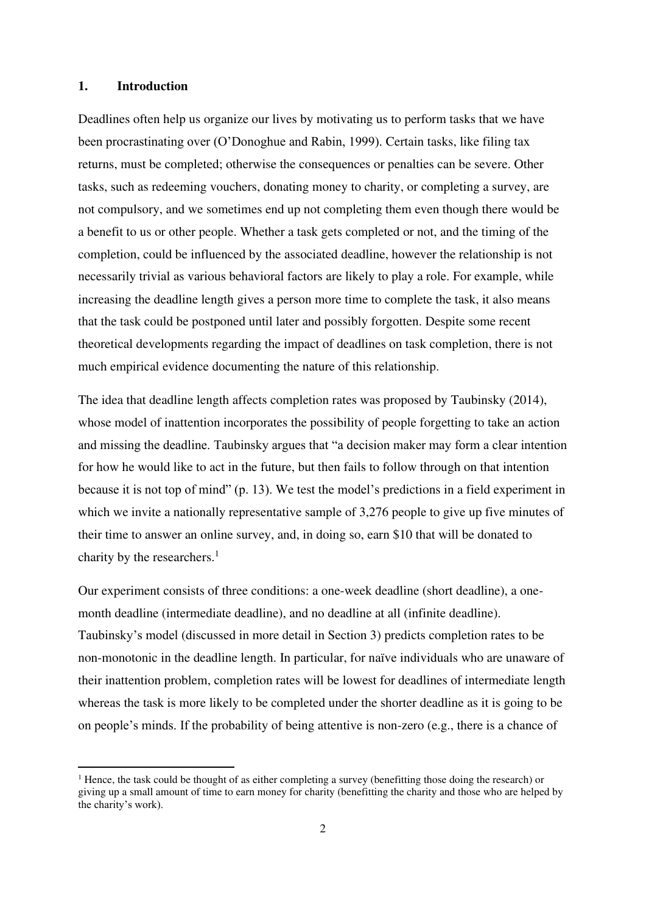## 1. Introduction

Deadlines often help us organize our lives by motivating us to perform tasks that we have been procrastinating over (O'Donoghue and Rabin, 1999). Certain tasks, like filing tax returns, must be completed; otherwise the consequences or penalties can be severe. Other tasks, such as redeeming vouchers, donating money to charity, or completing a survey, are not compulsory, and we sometimes end up not completing them even though there would be a benefit to us or other people. Whether a task gets completed or not, and the timing of the completion, could be influenced by the associated deadline, however the relationship is not necessarily trivial as various behavioral factors are likely to play a role. For example, while increasing the deadline length gives a person more time to complete the task, it also means that the task could be postponed until later and possibly forgotten. Despite some recent theoretical developments regarding the impact of deadlines on task completion, there is not much empirical evidence documenting the nature of this relationship.

The idea that deadline length affects completion rates was proposed by Taubinsky (2014), whose model of inattention incorporates the possibility of people forgetting to take an action and missing the deadline. Taubinsky argues that "a decision maker may form a clear intention for how he would like to act in the future, but then fails to follow through on that intention because it is not top of mind" (p. 13). We test the model's predictions in a field experiment in which we invite a nationally representative sample of 3,276 people to give up five minutes of their time to answer an online survey, and, in doing so, earn \$10 that will be donated to charity by the researchers.[1]

Our experiment consists of three conditions: a one-week deadline (short deadline), a one-month deadline (intermediate deadline), and no deadline at all (infinite deadline). Taubinsky's model (discussed in more detail in Section 3) predicts completion rates to be non-monotonic in the deadline length. In particular, for naïve individuals who are unaware of their inattention problem, completion rates will be lowest for deadlines of intermediate length whereas the task is more likely to be completed under the shorter deadline as it is going to be on people's minds. If the probability of being attentive is non-zero (e.g., there is a chance of

[1] Hence, the task could be thought of as either completing a survey (benefitting those doing the research) or giving up a small amount of time to earn money for charity (benefitting the charity and those who are helped by the charity's work).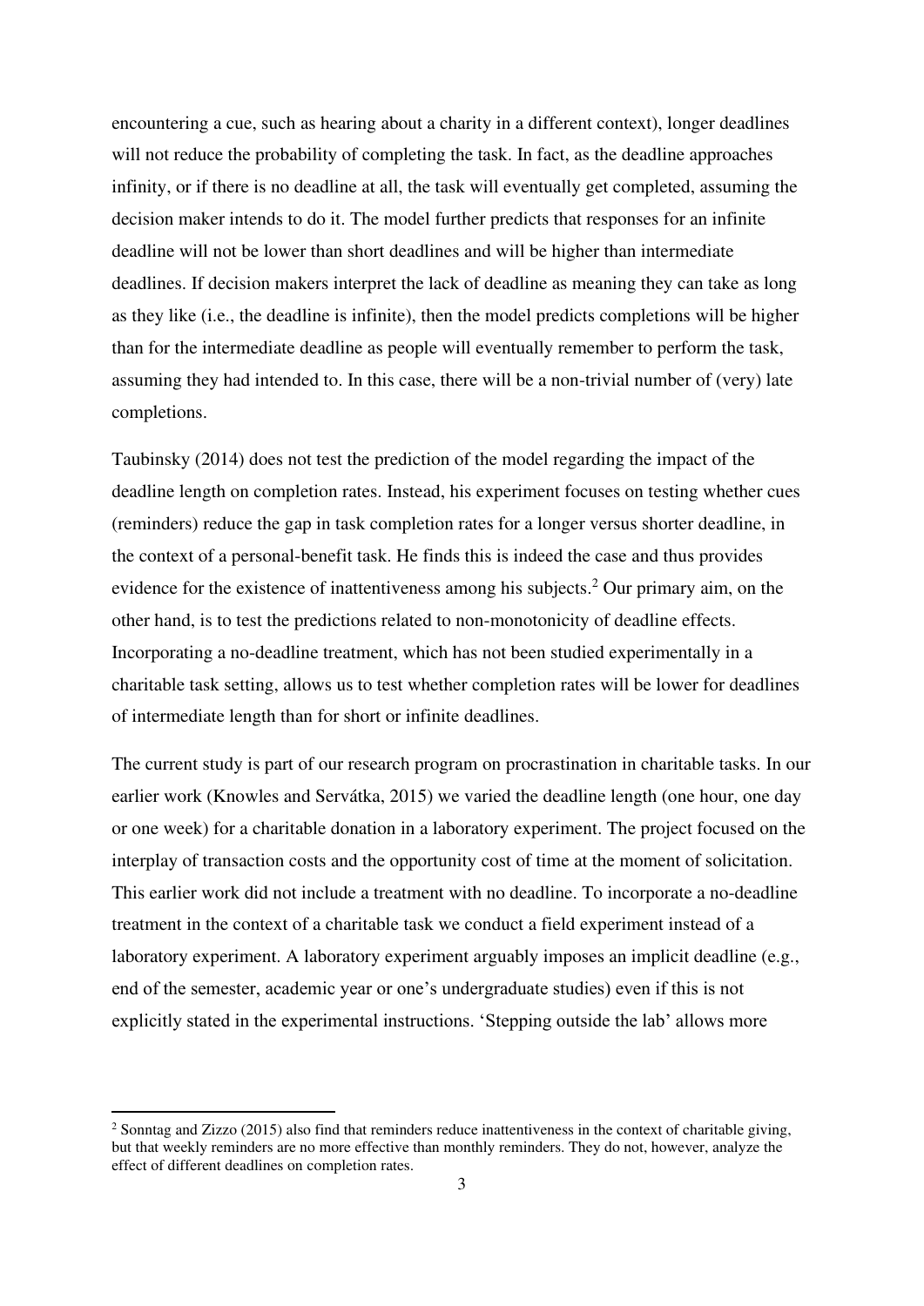encountering a cue, such as hearing about a charity in a different context), longer deadlines will not reduce the probability of completing the task. In fact, as the deadline approaches infinity, or if there is no deadline at all, the task will eventually get completed, assuming the decision maker intends to do it. The model further predicts that responses for an infinite deadline will not be lower than short deadlines and will be higher than intermediate deadlines. If decision makers interpret the lack of deadline as meaning they can take as long as they like (i.e., the deadline is infinite), then the model predicts completions will be higher than for the intermediate deadline as people will eventually remember to perform the task, assuming they had intended to. In this case, there will be a non-trivial number of (very) late completions.

Taubinsky (2014) does not test the prediction of the model regarding the impact of the deadline length on completion rates. Instead, his experiment focuses on testing whether cues (reminders) reduce the gap in task completion rates for a longer versus shorter deadline, in the context of a personal-benefit task. He finds this is indeed the case and thus provides evidence for the existence of inattentiveness among his subjects.[2] Our primary aim, on the other hand, is to test the predictions related to non-monotonicity of deadline effects. Incorporating a no-deadline treatment, which has not been studied experimentally in a charitable task setting, allows us to test whether completion rates will be lower for deadlines of intermediate length than for short or infinite deadlines.

The current study is part of our research program on procrastination in charitable tasks. In our earlier work (Knowles and Servátka, 2015) we varied the deadline length (one hour, one day or one week) for a charitable donation in a laboratory experiment. The project focused on the interplay of transaction costs and the opportunity cost of time at the moment of solicitation. This earlier work did not include a treatment with no deadline. To incorporate a no-deadline treatment in the context of a charitable task we conduct a field experiment instead of a laboratory experiment. A laboratory experiment arguably imposes an implicit deadline (e.g., end of the semester, academic year or one's undergraduate studies) even if this is not explicitly stated in the experimental instructions. 'Stepping outside the lab' allows more

[2] Sonntag and Zizzo (2015) also find that reminders reduce inattentiveness in the context of charitable giving, but that weekly reminders are no more effective than monthly reminders. They do not, however, analyze the effect of different deadlines on completion rates.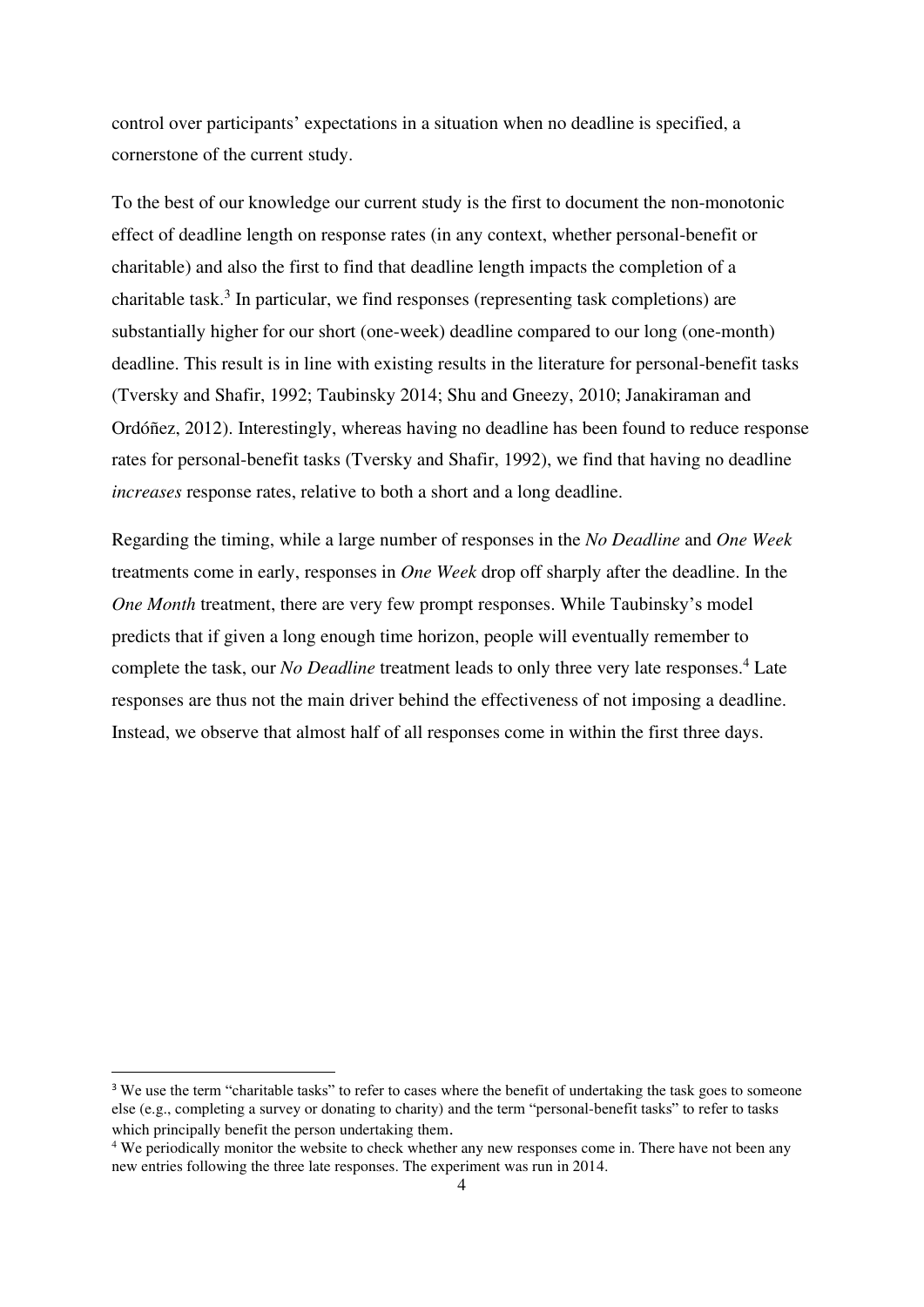control over participants' expectations in a situation when no deadline is specified, a cornerstone of the current study.

To the best of our knowledge our current study is the first to document the non-monotonic effect of deadline length on response rates (in any context, whether personal-benefit or charitable) and also the first to find that deadline length impacts the completion of a charitable task.[3] In particular, we find responses (representing task completions) are substantially higher for our short (one-week) deadline compared to our long (one-month) deadline. This result is in line with existing results in the literature for personal-benefit tasks (Tversky and Shafir, 1992; Taubinsky 2014; Shu and Gneezy, 2010; Janakiraman and Ordóñez, 2012). Interestingly, whereas having no deadline has been found to reduce response rates for personal-benefit tasks (Tversky and Shafir, 1992), we find that having no deadline *increases* response rates, relative to both a short and a long deadline.

Regarding the timing, while a large number of responses in the *No Deadline* and *One Week* treatments come in early, responses in *One Week* drop off sharply after the deadline. In the *One Month* treatment, there are very few prompt responses. While Taubinsky's model predicts that if given a long enough time horizon, people will eventually remember to complete the task, our *No Deadline* treatment leads to only three very late responses.[4] Late responses are thus not the main driver behind the effectiveness of not imposing a deadline. Instead, we observe that almost half of all responses come in within the first three days.

[3] We use the term "charitable tasks" to refer to cases where the benefit of undertaking the task goes to someone else (e.g., completing a survey or donating to charity) and the term "personal-benefit tasks" to refer to tasks which principally benefit the person undertaking them.

[4] We periodically monitor the website to check whether any new responses come in. There have not been any new entries following the three late responses. The experiment was run in 2014.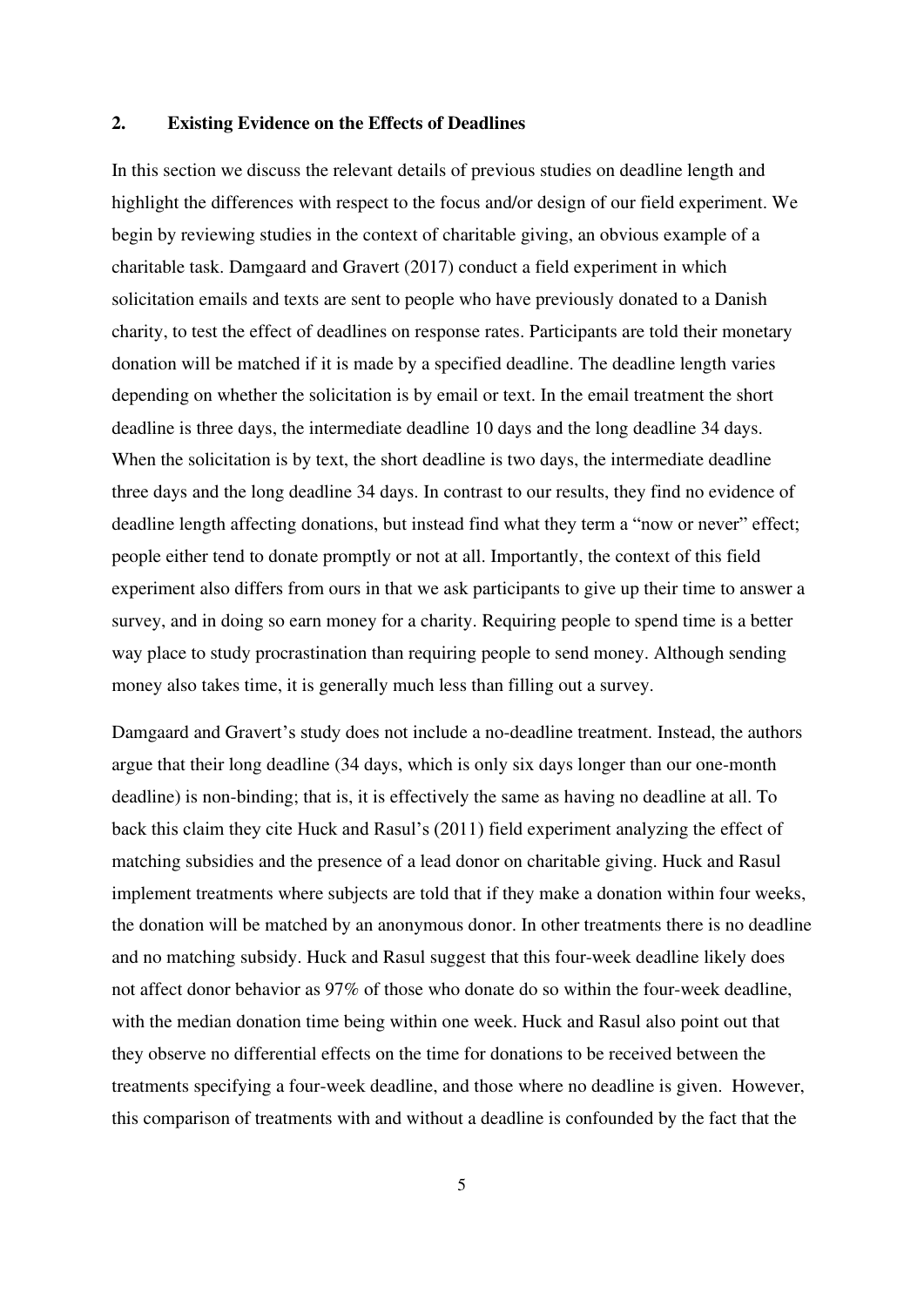## 2. Existing Evidence on the Effects of Deadlines

In this section we discuss the relevant details of previous studies on deadline length and highlight the differences with respect to the focus and/or design of our field experiment. We begin by reviewing studies in the context of charitable giving, an obvious example of a charitable task. Damgaard and Gravert (2017) conduct a field experiment in which solicitation emails and texts are sent to people who have previously donated to a Danish charity, to test the effect of deadlines on response rates. Participants are told their monetary donation will be matched if it is made by a specified deadline. The deadline length varies depending on whether the solicitation is by email or text. In the email treatment the short deadline is three days, the intermediate deadline 10 days and the long deadline 34 days. When the solicitation is by text, the short deadline is two days, the intermediate deadline three days and the long deadline 34 days. In contrast to our results, they find no evidence of deadline length affecting donations, but instead find what they term a "now or never" effect; people either tend to donate promptly or not at all. Importantly, the context of this field experiment also differs from ours in that we ask participants to give up their time to answer a survey, and in doing so earn money for a charity. Requiring people to spend time is a better way place to study procrastination than requiring people to send money. Although sending money also takes time, it is generally much less than filling out a survey.

Damgaard and Gravert's study does not include a no-deadline treatment. Instead, the authors argue that their long deadline (34 days, which is only six days longer than our one-month deadline) is non-binding; that is, it is effectively the same as having no deadline at all. To back this claim they cite Huck and Rasul's (2011) field experiment analyzing the effect of matching subsidies and the presence of a lead donor on charitable giving. Huck and Rasul implement treatments where subjects are told that if they make a donation within four weeks, the donation will be matched by an anonymous donor. In other treatments there is no deadline and no matching subsidy. Huck and Rasul suggest that this four-week deadline likely does not affect donor behavior as 97% of those who donate do so within the four-week deadline, with the median donation time being within one week. Huck and Rasul also point out that they observe no differential effects on the time for donations to be received between the treatments specifying a four-week deadline, and those where no deadline is given. However, this comparison of treatments with and without a deadline is confounded by the fact that the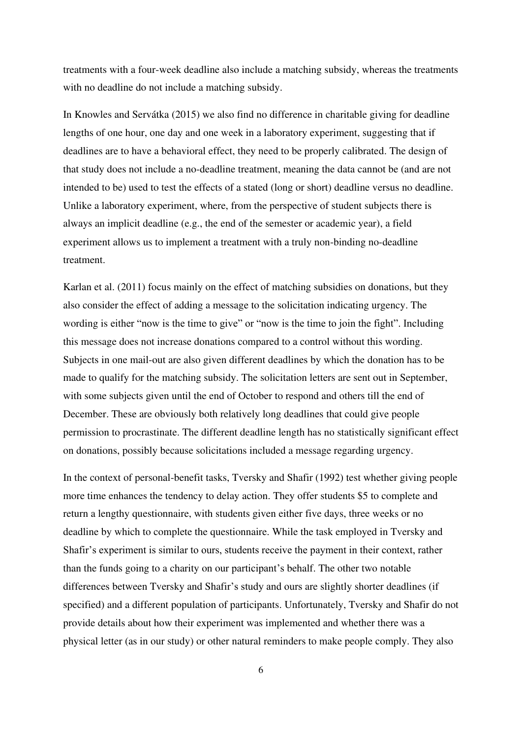treatments with a four-week deadline also include a matching subsidy, whereas the treatments with no deadline do not include a matching subsidy.

In Knowles and Servátka (2015) we also find no difference in charitable giving for deadline lengths of one hour, one day and one week in a laboratory experiment, suggesting that if deadlines are to have a behavioral effect, they need to be properly calibrated. The design of that study does not include a no-deadline treatment, meaning the data cannot be (and are not intended to be) used to test the effects of a stated (long or short) deadline versus no deadline. Unlike a laboratory experiment, where, from the perspective of student subjects there is always an implicit deadline (e.g., the end of the semester or academic year), a field experiment allows us to implement a treatment with a truly non-binding no-deadline treatment.

Karlan et al. (2011) focus mainly on the effect of matching subsidies on donations, but they also consider the effect of adding a message to the solicitation indicating urgency. The wording is either "now is the time to give" or "now is the time to join the fight". Including this message does not increase donations compared to a control without this wording. Subjects in one mail-out are also given different deadlines by which the donation has to be made to qualify for the matching subsidy. The solicitation letters are sent out in September, with some subjects given until the end of October to respond and others till the end of December. These are obviously both relatively long deadlines that could give people permission to procrastinate. The different deadline length has no statistically significant effect on donations, possibly because solicitations included a message regarding urgency.

In the context of personal-benefit tasks, Tversky and Shafir (1992) test whether giving people more time enhances the tendency to delay action. They offer students $5 to complete and return a lengthy questionnaire, with students given either five days, three weeks or no deadline by which to complete the questionnaire. While the task employed in Tversky and Shafir's experiment is similar to ours, students receive the payment in their context, rather than the funds going to a charity on our participant's behalf. The other two notable differences between Tversky and Shafir's study and ours are slightly shorter deadlines (if specified) and a different population of participants. Unfortunately, Tversky and Shafir do not provide details about how their experiment was implemented and whether there was a physical letter (as in our study) or other natural reminders to make people comply. They also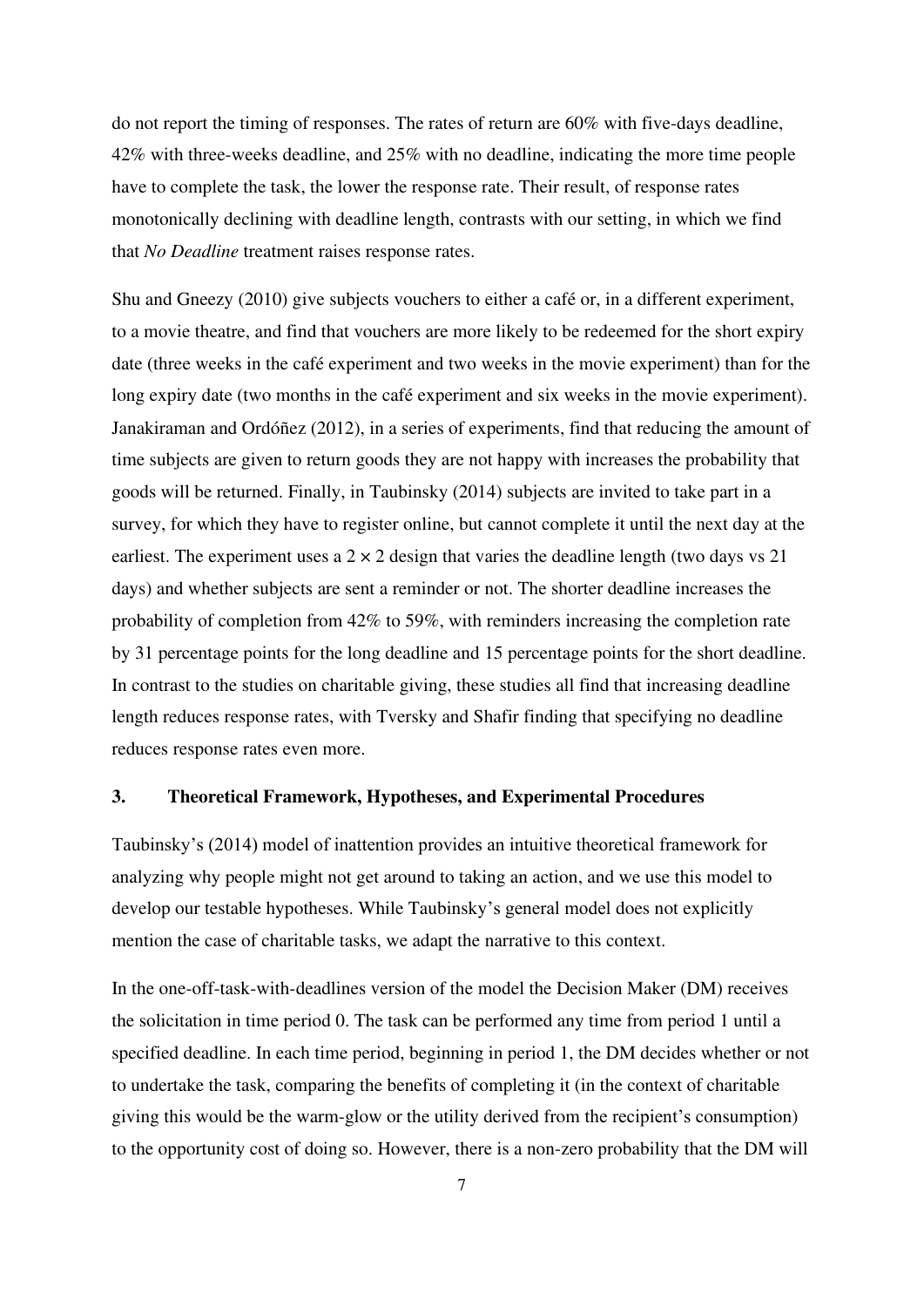do not report the timing of responses. The rates of return are 60% with five-days deadline, 42% with three-weeks deadline, and 25% with no deadline, indicating the more time people have to complete the task, the lower the response rate. Their result, of response rates monotonically declining with deadline length, contrasts with our setting, in which we find that *No Deadline* treatment raises response rates.

Shu and Gneezy (2010) give subjects vouchers to either a café or, in a different experiment, to a movie theatre, and find that vouchers are more likely to be redeemed for the short expiry date (three weeks in the café experiment and two weeks in the movie experiment) than for the long expiry date (two months in the café experiment and six weeks in the movie experiment). Janakiraman and Ordóñez (2012), in a series of experiments, find that reducing the amount of time subjects are given to return goods they are not happy with increases the probability that goods will be returned. Finally, in Taubinsky (2014) subjects are invited to take part in a survey, for which they have to register online, but cannot complete it until the next day at the earliest. The experiment uses a $2 \times 2$ design that varies the deadline length (two days vs 21 days) and whether subjects are sent a reminder or not. The shorter deadline increases the probability of completion from 42% to 59%, with reminders increasing the completion rate by 31 percentage points for the long deadline and 15 percentage points for the short deadline. In contrast to the studies on charitable giving, these studies all find that increasing deadline length reduces response rates, with Tversky and Shafir finding that specifying no deadline reduces response rates even more.

## 3. Theoretical Framework, Hypotheses, and Experimental Procedures

Taubinsky's (2014) model of inattention provides an intuitive theoretical framework for analyzing why people might not get around to taking an action, and we use this model to develop our testable hypotheses. While Taubinsky's general model does not explicitly mention the case of charitable tasks, we adapt the narrative to this context.

In the one-off-task-with-deadlines version of the model the Decision Maker (DM) receives the solicitation in time period 0. The task can be performed any time from period 1 until a specified deadline. In each time period, beginning in period 1, the DM decides whether or not to undertake the task, comparing the benefits of completing it (in the context of charitable giving this would be the warm-glow or the utility derived from the recipient's consumption) to the opportunity cost of doing so. However, there is a non-zero probability that the DM will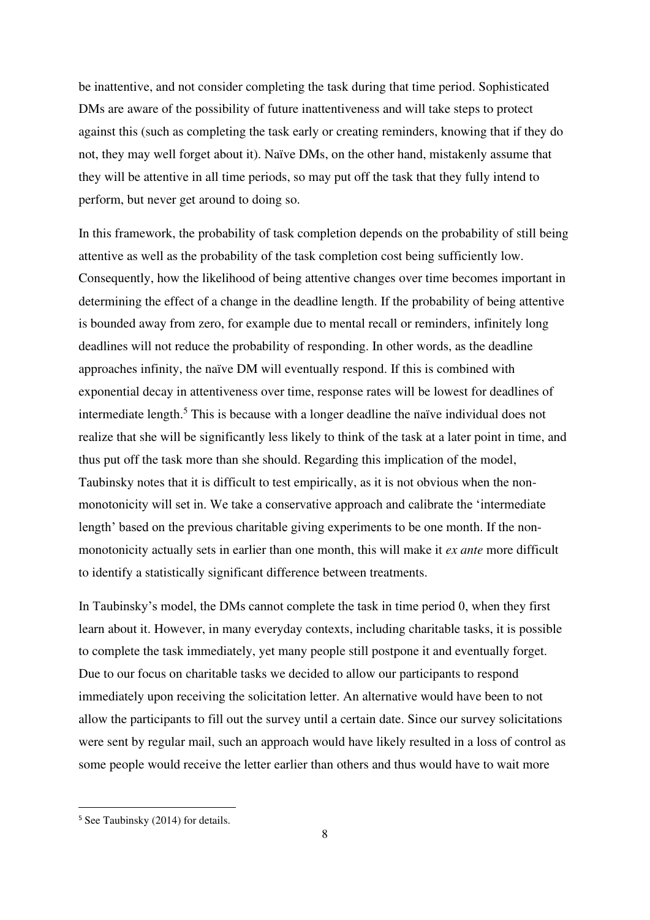be inattentive, and not consider completing the task during that time period. Sophisticated DMs are aware of the possibility of future inattentiveness and will take steps to protect against this (such as completing the task early or creating reminders, knowing that if they do not, they may well forget about it). Naïve DMs, on the other hand, mistakenly assume that they will be attentive in all time periods, so may put off the task that they fully intend to perform, but never get around to doing so.

In this framework, the probability of task completion depends on the probability of still being attentive as well as the probability of the task completion cost being sufficiently low. Consequently, how the likelihood of being attentive changes over time becomes important in determining the effect of a change in the deadline length. If the probability of being attentive is bounded away from zero, for example due to mental recall or reminders, infinitely long deadlines will not reduce the probability of responding. In other words, as the deadline approaches infinity, the naïve DM will eventually respond. If this is combined with exponential decay in attentiveness over time, response rates will be lowest for deadlines of intermediate length.[5] This is because with a longer deadline the naïve individual does not realize that she will be significantly less likely to think of the task at a later point in time, and thus put off the task more than she should. Regarding this implication of the model, Taubinsky notes that it is difficult to test empirically, as it is not obvious when the non-monotonicity will set in. We take a conservative approach and calibrate the 'intermediate length' based on the previous charitable giving experiments to be one month. If the non-monotonicity actually sets in earlier than one month, this will make it *ex ante* more difficult to identify a statistically significant difference between treatments.

In Taubinsky's model, the DMs cannot complete the task in time period 0, when they first learn about it. However, in many everyday contexts, including charitable tasks, it is possible to complete the task immediately, yet many people still postpone it and eventually forget. Due to our focus on charitable tasks we decided to allow our participants to respond immediately upon receiving the solicitation letter. An alternative would have been to not allow the participants to fill out the survey until a certain date. Since our survey solicitations were sent by regular mail, such an approach would have likely resulted in a loss of control as some people would receive the letter earlier than others and thus would have to wait more

[5] See Taubinsky (2014) for details.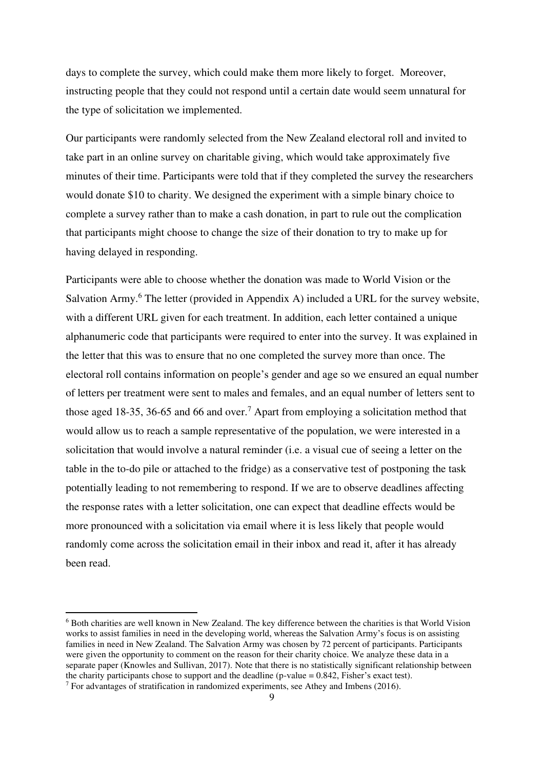days to complete the survey, which could make them more likely to forget. Moreover, instructing people that they could not respond until a certain date would seem unnatural for the type of solicitation we implemented.

Our participants were randomly selected from the New Zealand electoral roll and invited to take part in an online survey on charitable giving, which would take approximately five minutes of their time. Participants were told that if they completed the survey the researchers would donate $10 to charity. We designed the experiment with a simple binary choice to complete a survey rather than to make a cash donation, in part to rule out the complication that participants might choose to change the size of their donation to try to make up for having delayed in responding.

Participants were able to choose whether the donation was made to World Vision or the Salvation Army.[6] The letter (provided in Appendix A) included a URL for the survey website, with a different URL given for each treatment. In addition, each letter contained a unique alphanumeric code that participants were required to enter into the survey. It was explained in the letter that this was to ensure that no one completed the survey more than once. The electoral roll contains information on people's gender and age so we ensured an equal number of letters per treatment were sent to males and females, and an equal number of letters sent to those aged 18-35, 36-65 and 66 and over.[7] Apart from employing a solicitation method that would allow us to reach a sample representative of the population, we were interested in a solicitation that would involve a natural reminder (i.e. a visual cue of seeing a letter on the table in the to-do pile or attached to the fridge) as a conservative test of postponing the task potentially leading to not remembering to respond. If we are to observe deadlines affecting the response rates with a letter solicitation, one can expect that deadline effects would be more pronounced with a solicitation via email where it is less likely that people would randomly come across the solicitation email in their inbox and read it, after it has already been read.

[6] Both charities are well known in New Zealand. The key difference between the charities is that World Vision works to assist families in need in the developing world, whereas the Salvation Army's focus is on assisting families in need in New Zealand. The Salvation Army was chosen by 72 percent of participants. Participants were given the opportunity to comment on the reason for their charity choice. We analyze these data in a separate paper (Knowles and Sullivan, 2017). Note that there is no statistically significant relationship between the charity participants chose to support and the deadline (p-value = 0.842, Fisher's exact test).

[7] For advantages of stratification in randomized experiments, see Athey and Imbens (2016).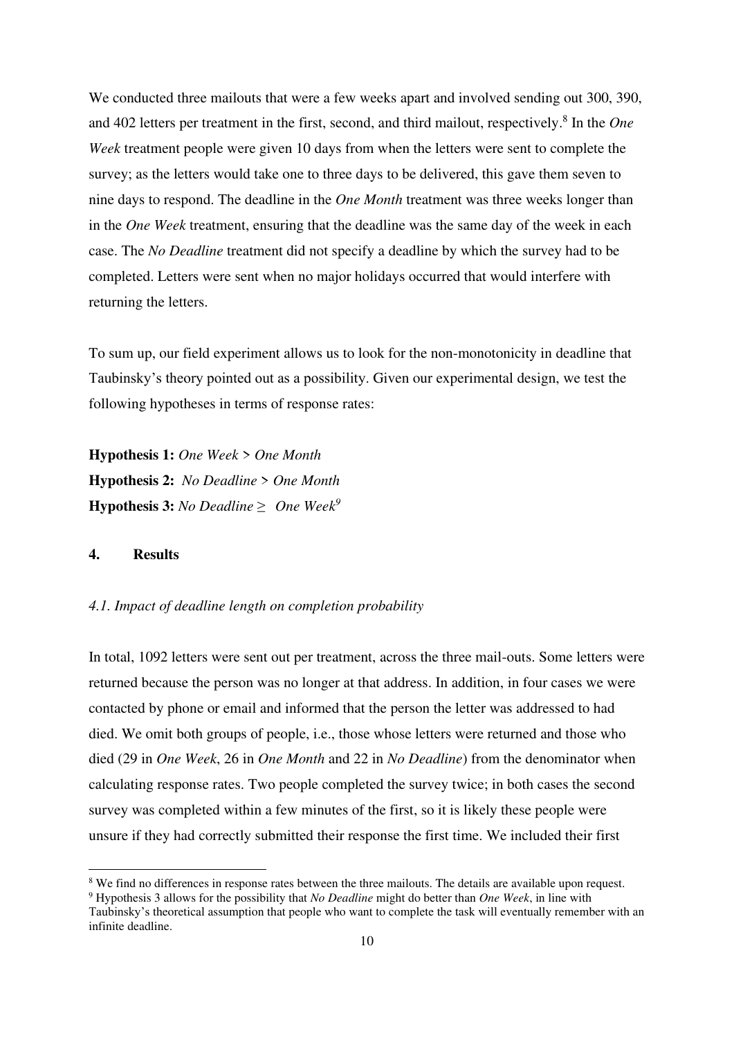We conducted three mailouts that were a few weeks apart and involved sending out 300, 390, and 402 letters per treatment in the first, second, and third mailout, respectively.[8] In the *One Week* treatment people were given 10 days from when the letters were sent to complete the survey; as the letters would take one to three days to be delivered, this gave them seven to nine days to respond. The deadline in the *One Month* treatment was three weeks longer than in the *One Week* treatment, ensuring that the deadline was the same day of the week in each case. The *No Deadline* treatment did not specify a deadline by which the survey had to be completed. Letters were sent when no major holidays occurred that would interfere with returning the letters.

To sum up, our field experiment allows us to look for the non-monotonicity in deadline that Taubinsky's theory pointed out as a possibility. Given our experimental design, we test the following hypotheses in terms of response rates:

**Hypothesis 1:** *One Week* > *One Month*
**Hypothesis 2:** *No Deadline* > *One Month*
**Hypothesis 3:** *No Deadline* ≥ *One Week*[9]

## 4. Results

### *4.1. Impact of deadline length on completion probability*

In total, 1092 letters were sent out per treatment, across the three mail-outs. Some letters were returned because the person was no longer at that address. In addition, in four cases we were contacted by phone or email and informed that the person the letter was addressed to had died. We omit both groups of people, i.e., those whose letters were returned and those who died (29 in *One Week*, 26 in *One Month* and 22 in *No Deadline*) from the denominator when calculating response rates. Two people completed the survey twice; in both cases the second survey was completed within a few minutes of the first, so it is likely these people were unsure if they had correctly submitted their response the first time. We included their first

---

[8] We find no differences in response rates between the three mailouts. The details are available upon request.

[9] Hypothesis 3 allows for the possibility that *No Deadline* might do better than *One Week*, in line with Taubinsky's theoretical assumption that people who want to complete the task will eventually remember with an infinite deadline.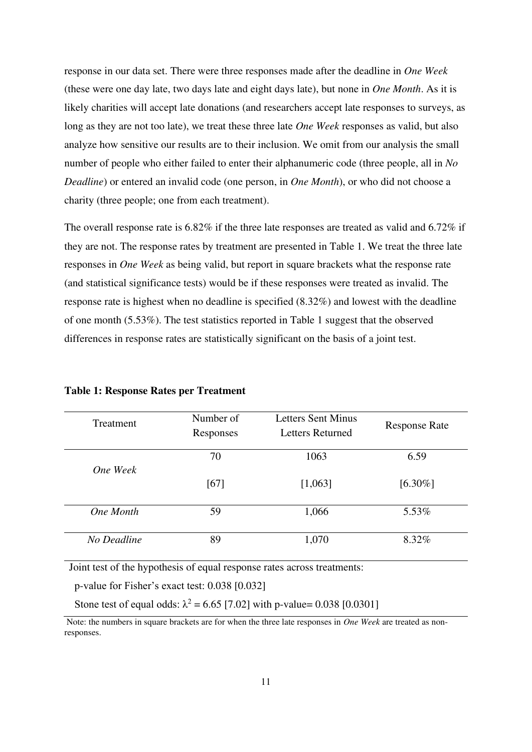response in our data set. There were three responses made after the deadline in *One Week* (these were one day late, two days late and eight days late), but none in *One Month*. As it is likely charities will accept late donations (and researchers accept late responses to surveys, as long as they are not too late), we treat these three late *One Week* responses as valid, but also analyze how sensitive our results are to their inclusion. We omit from our analysis the small number of people who either failed to enter their alphanumeric code (three people, all in *No Deadline*) or entered an invalid code (one person, in *One Month*), or who did not choose a charity (three people; one from each treatment).

The overall response rate is 6.82% if the three late responses are treated as valid and 6.72% if they are not. The response rates by treatment are presented in Table 1. We treat the three late responses in *One Week* as being valid, but report in square brackets what the response rate (and statistical significance tests) would be if these responses were treated as invalid. The response rate is highest when no deadline is specified (8.32%) and lowest with the deadline of one month (5.53%). The test statistics reported in Table 1 suggest that the observed differences in response rates are statistically significant on the basis of a joint test.

**Table 1: Response Rates per Treatment**

| Treatment | Number of Responses | Letters Sent Minus Letters Returned | Response Rate |
|---|---|---|---|
| *One Week* | 70 | 1063 | 6.59 |
| | [67] | [1,063] | [6.30%] |
| *One Month* | 59 | 1,066 | 5.53% |
| *No Deadline* | 89 | 1,070 | 8.32% |

Joint test of the hypothesis of equal response rates across treatments:

p-value for Fisher's exact test: 0.038 [0.032]

Stone test of equal odds: $\lambda^2 = 6.65$ [7.02] with p-value= 0.038 [0.0301]

Note: the numbers in square brackets are for when the three late responses in *One Week* are treated as non-responses.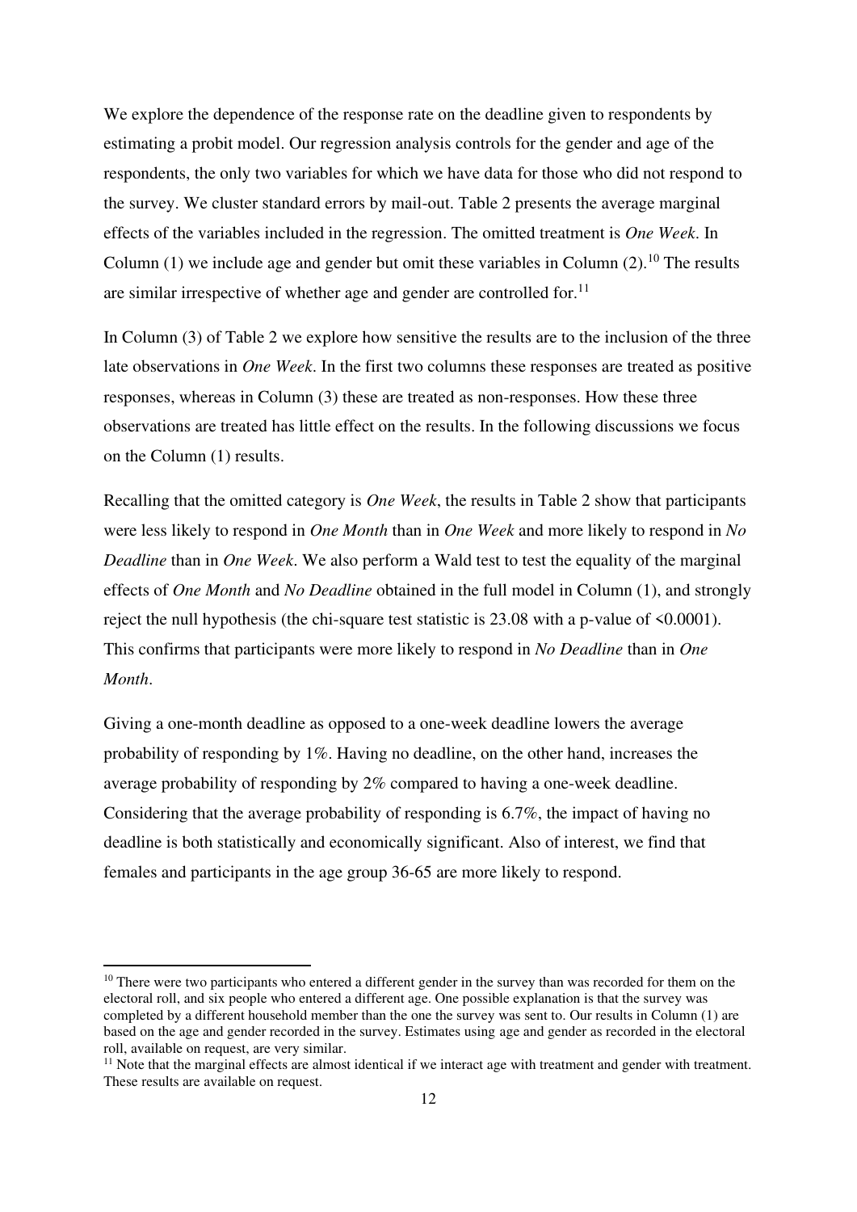We explore the dependence of the response rate on the deadline given to respondents by estimating a probit model. Our regression analysis controls for the gender and age of the respondents, the only two variables for which we have data for those who did not respond to the survey. We cluster standard errors by mail-out. Table 2 presents the average marginal effects of the variables included in the regression. The omitted treatment is *One Week*. In Column (1) we include age and gender but omit these variables in Column (2).[10] The results are similar irrespective of whether age and gender are controlled for.[11]

In Column (3) of Table 2 we explore how sensitive the results are to the inclusion of the three late observations in *One Week*. In the first two columns these responses are treated as positive responses, whereas in Column (3) these are treated as non-responses. How these three observations are treated has little effect on the results. In the following discussions we focus on the Column (1) results.

Recalling that the omitted category is *One Week*, the results in Table 2 show that participants were less likely to respond in *One Month* than in *One Week* and more likely to respond in *No Deadline* than in *One Week*. We also perform a Wald test to test the equality of the marginal effects of *One Month* and *No Deadline* obtained in the full model in Column (1), and strongly reject the null hypothesis (the chi-square test statistic is 23.08 with a p-value of <0.0001). This confirms that participants were more likely to respond in *No Deadline* than in *One Month*.

Giving a one-month deadline as opposed to a one-week deadline lowers the average probability of responding by 1%. Having no deadline, on the other hand, increases the average probability of responding by 2% compared to having a one-week deadline. Considering that the average probability of responding is 6.7%, the impact of having no deadline is both statistically and economically significant. Also of interest, we find that females and participants in the age group 36-65 are more likely to respond.

---

[10] There were two participants who entered a different gender in the survey than was recorded for them on the electoral roll, and six people who entered a different age. One possible explanation is that the survey was completed by a different household member than the one the survey was sent to. Our results in Column (1) are based on the age and gender recorded in the survey. Estimates using age and gender as recorded in the electoral roll, available on request, are very similar.

[11] Note that the marginal effects are almost identical if we interact age with treatment and gender with treatment. These results are available on request.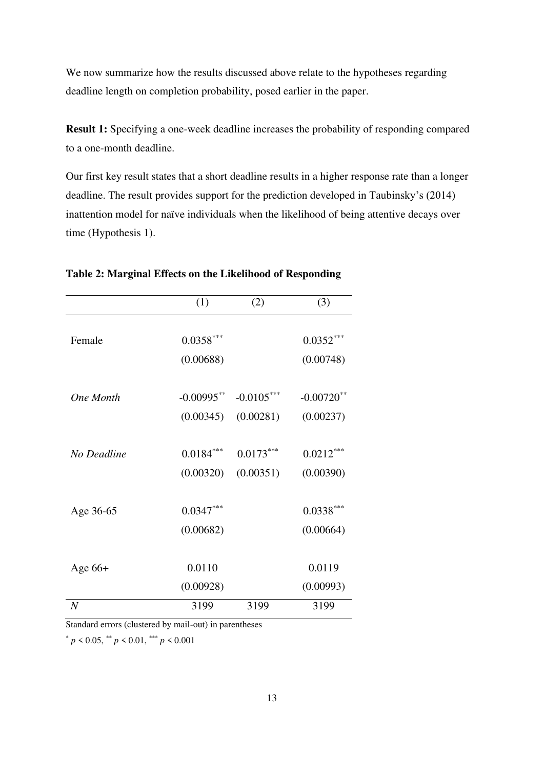We now summarize how the results discussed above relate to the hypotheses regarding deadline length on completion probability, posed earlier in the paper.

**Result 1:** Specifying a one-week deadline increases the probability of responding compared to a one-month deadline.

Our first key result states that a short deadline results in a higher response rate than a longer deadline. The result provides support for the prediction developed in Taubinsky's (2014) inattention model for naïve individuals when the likelihood of being attentive decays over time (Hypothesis 1).

**Table 2: Marginal Effects on the Likelihood of Responding**

| | (1) | (2) | (3) |
|---|---|---|---|
| Female | $0.0358^{***}$ | | $0.0352^{***}$ |
| | (0.00688) | | (0.00748) |
| *One Month* | $-0.00995^{**}$ | $-0.0105^{***}$ | $-0.00720^{**}$ |
| | (0.00345) | (0.00281) | (0.00237) |
| *No Deadline* | $0.0184^{***}$ | $0.0173^{***}$ | $0.0212^{***}$ |
| | (0.00320) | (0.00351) | (0.00390) |
| Age 36-65 | $0.0347^{***}$ | | $0.0338^{***}$ |
| | (0.00682) | | (0.00664) |
| Age 66+ | 0.0110 | | 0.0119 |
| | (0.00928) | | (0.00993) |
| $N$ | 3199 | 3199 | 3199 |

Standard errors (clustered by mail-out) in parentheses

$^{*}$ $p < 0.05$, $^{**}$ $p < 0.01$, $^{***}$ $p < 0.001$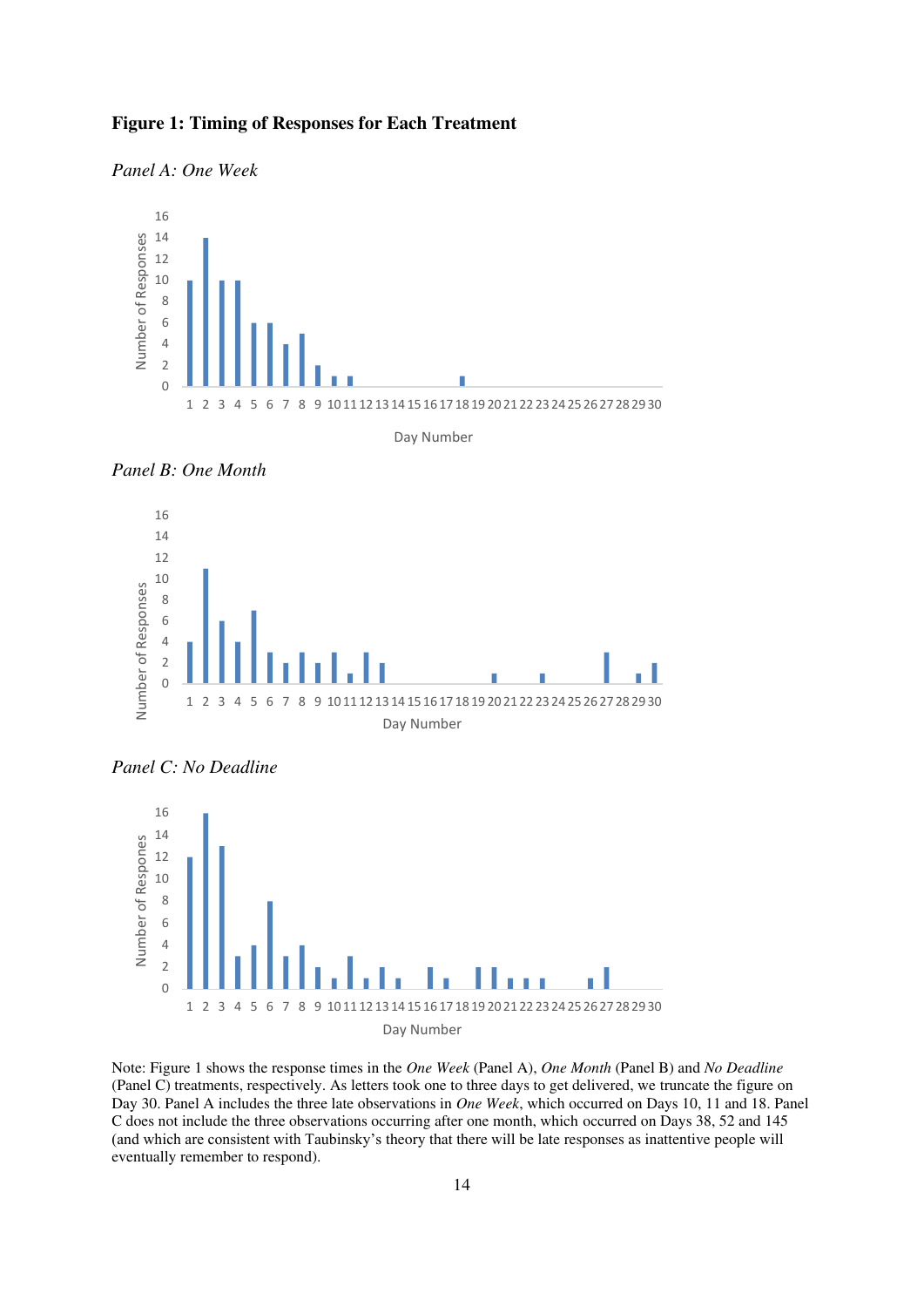**Figure 1: Timing of Responses for Each Treatment**

*Panel A: One Week*

*Panel B: One Month*

*Panel C: No Deadline*

Note: Figure 1 shows the response times in the *One Week* (Panel A), *One Month* (Panel B) and *No Deadline* (Panel C) treatments, respectively. As letters took one to three days to get delivered, we truncate the figure on Day 30. Panel A includes the three late observations in *One Week*, which occurred on Days 10, 11 and 18. Panel C does not include the three observations occurring after one month, which occurred on Days 38, 52 and 145 (and which are consistent with Taubinsky's theory that there will be late responses as inattentive people will eventually remember to respond).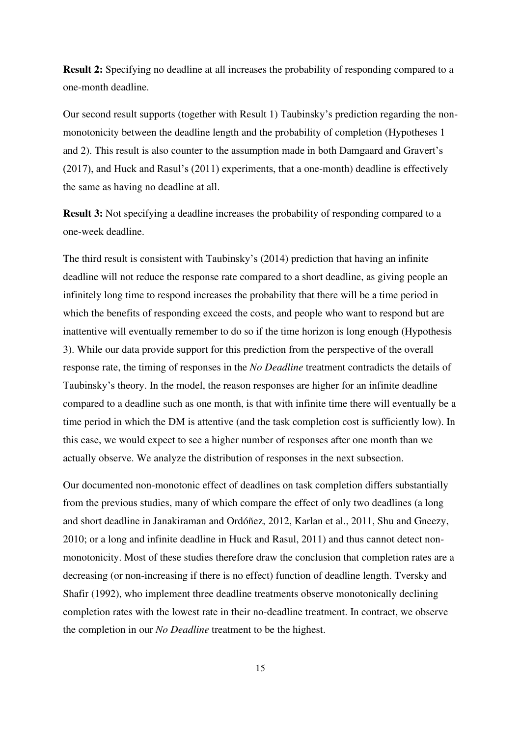**Result 2:** Specifying no deadline at all increases the probability of responding compared to a one-month deadline.

Our second result supports (together with Result 1) Taubinsky's prediction regarding the non-monotonicity between the deadline length and the probability of completion (Hypotheses 1 and 2). This result is also counter to the assumption made in both Damgaard and Gravert's (2017), and Huck and Rasul's (2011) experiments, that a one-month) deadline is effectively the same as having no deadline at all.

**Result 3:** Not specifying a deadline increases the probability of responding compared to a one-week deadline.

The third result is consistent with Taubinsky's (2014) prediction that having an infinite deadline will not reduce the response rate compared to a short deadline, as giving people an infinitely long time to respond increases the probability that there will be a time period in which the benefits of responding exceed the costs, and people who want to respond but are inattentive will eventually remember to do so if the time horizon is long enough (Hypothesis 3). While our data provide support for this prediction from the perspective of the overall response rate, the timing of responses in the *No Deadline* treatment contradicts the details of Taubinsky's theory. In the model, the reason responses are higher for an infinite deadline compared to a deadline such as one month, is that with infinite time there will eventually be a time period in which the DM is attentive (and the task completion cost is sufficiently low). In this case, we would expect to see a higher number of responses after one month than we actually observe. We analyze the distribution of responses in the next subsection.

Our documented non-monotonic effect of deadlines on task completion differs substantially from the previous studies, many of which compare the effect of only two deadlines (a long and short deadline in Janakiraman and Ordóñez, 2012, Karlan et al., 2011, Shu and Gneezy, 2010; or a long and infinite deadline in Huck and Rasul, 2011) and thus cannot detect non-monotonicity. Most of these studies therefore draw the conclusion that completion rates are a decreasing (or non-increasing if there is no effect) function of deadline length. Tversky and Shafir (1992), who implement three deadline treatments observe monotonically declining completion rates with the lowest rate in their no-deadline treatment. In contract, we observe the completion in our *No Deadline* treatment to be the highest.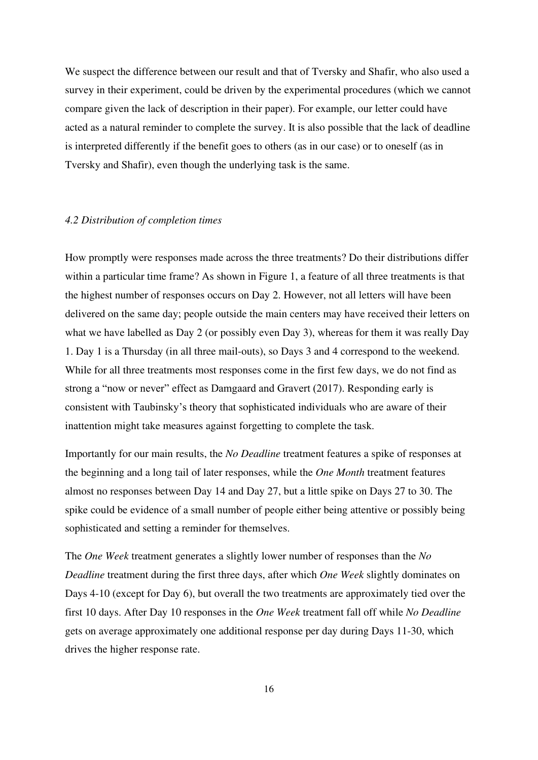We suspect the difference between our result and that of Tversky and Shafir, who also used a survey in their experiment, could be driven by the experimental procedures (which we cannot compare given the lack of description in their paper). For example, our letter could have acted as a natural reminder to complete the survey. It is also possible that the lack of deadline is interpreted differently if the benefit goes to others (as in our case) or to oneself (as in Tversky and Shafir), even though the underlying task is the same.

### *4.2 Distribution of completion times*

How promptly were responses made across the three treatments? Do their distributions differ within a particular time frame? As shown in Figure 1, a feature of all three treatments is that the highest number of responses occurs on Day 2. However, not all letters will have been delivered on the same day; people outside the main centers may have received their letters on what we have labelled as Day 2 (or possibly even Day 3), whereas for them it was really Day 1. Day 1 is a Thursday (in all three mail-outs), so Days 3 and 4 correspond to the weekend. While for all three treatments most responses come in the first few days, we do not find as strong a "now or never" effect as Damgaard and Gravert (2017). Responding early is consistent with Taubinsky's theory that sophisticated individuals who are aware of their inattention might take measures against forgetting to complete the task.

Importantly for our main results, the *No Deadline* treatment features a spike of responses at the beginning and a long tail of later responses, while the *One Month* treatment features almost no responses between Day 14 and Day 27, but a little spike on Days 27 to 30. The spike could be evidence of a small number of people either being attentive or possibly being sophisticated and setting a reminder for themselves.

The *One Week* treatment generates a slightly lower number of responses than the *No Deadline* treatment during the first three days, after which *One Week* slightly dominates on Days 4-10 (except for Day 6), but overall the two treatments are approximately tied over the first 10 days. After Day 10 responses in the *One Week* treatment fall off while *No Deadline* gets on average approximately one additional response per day during Days 11-30, which drives the higher response rate.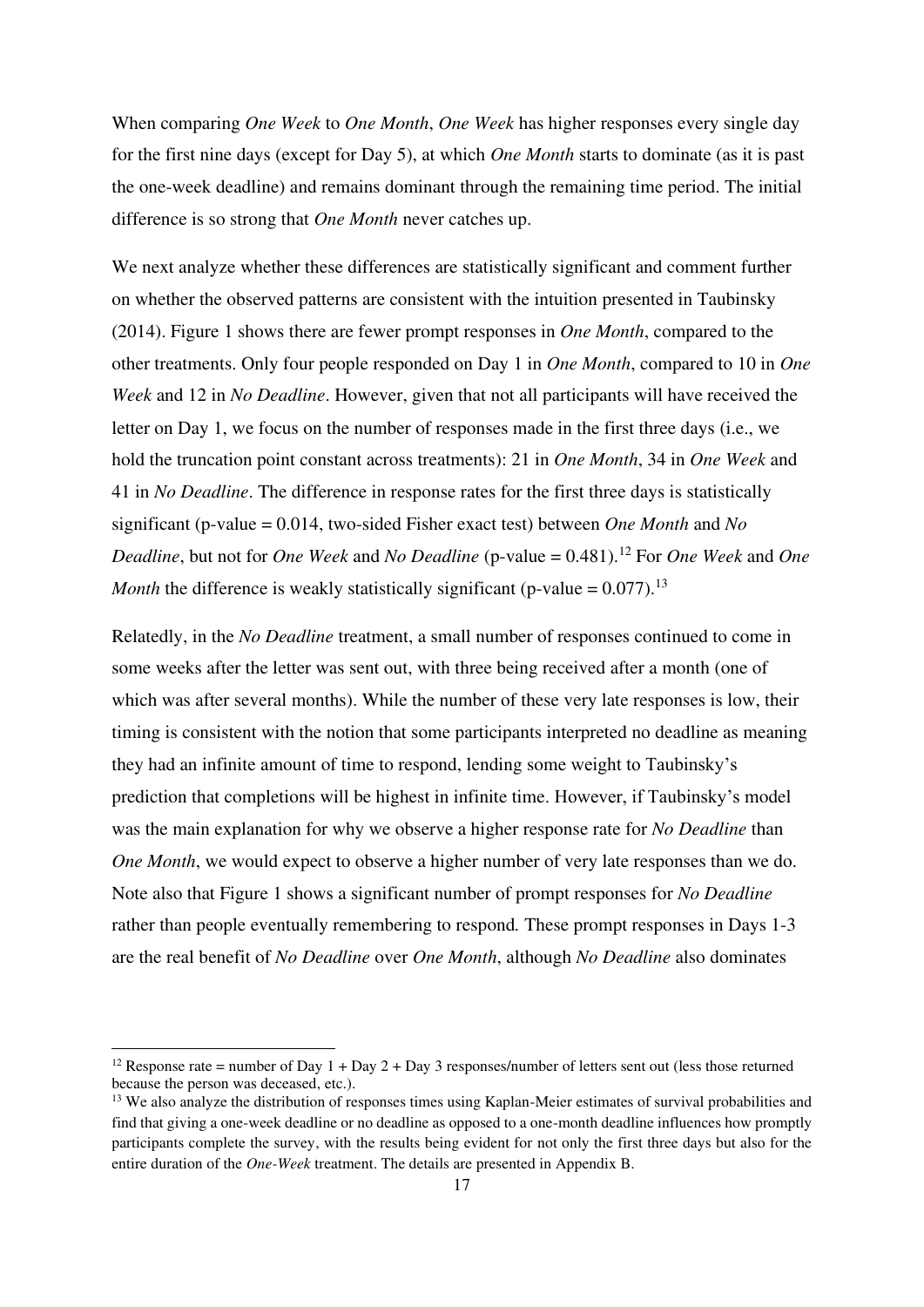When comparing *One Week* to *One Month*, *One Week* has higher responses every single day for the first nine days (except for Day 5), at which *One Month* starts to dominate (as it is past the one-week deadline) and remains dominant through the remaining time period. The initial difference is so strong that *One Month* never catches up.

We next analyze whether these differences are statistically significant and comment further on whether the observed patterns are consistent with the intuition presented in Taubinsky (2014). Figure 1 shows there are fewer prompt responses in *One Month*, compared to the other treatments. Only four people responded on Day 1 in *One Month*, compared to 10 in *One Week* and 12 in *No Deadline*. However, given that not all participants will have received the letter on Day 1, we focus on the number of responses made in the first three days (i.e., we hold the truncation point constant across treatments): 21 in *One Month*, 34 in *One Week* and 41 in *No Deadline*. The difference in response rates for the first three days is statistically significant (p-value = 0.014, two-sided Fisher exact test) between *One Month* and *No Deadline*, but not for *One Week* and *No Deadline* (p-value = 0.481).[12] For *One Week* and *One Month* the difference is weakly statistically significant (p-value = 0.077).[13]

Relatedly, in the *No Deadline* treatment, a small number of responses continued to come in some weeks after the letter was sent out, with three being received after a month (one of which was after several months). While the number of these very late responses is low, their timing is consistent with the notion that some participants interpreted no deadline as meaning they had an infinite amount of time to respond, lending some weight to Taubinsky's prediction that completions will be highest in infinite time. However, if Taubinsky's model was the main explanation for why we observe a higher response rate for *No Deadline* than *One Month*, we would expect to observe a higher number of very late responses than we do. Note also that Figure 1 shows a significant number of prompt responses for *No Deadline* rather than people eventually remembering to respond. These prompt responses in Days 1-3 are the real benefit of *No Deadline* over *One Month*, although *No Deadline* also dominates

---

[12] Response rate = number of Day 1 + Day 2 + Day 3 responses/number of letters sent out (less those returned because the person was deceased, etc.).

[13] We also analyze the distribution of responses times using Kaplan-Meier estimates of survival probabilities and find that giving a one-week deadline or no deadline as opposed to a one-month deadline influences how promptly participants complete the survey, with the results being evident for not only the first three days but also for the entire duration of the *One-Week* treatment. The details are presented in Appendix B.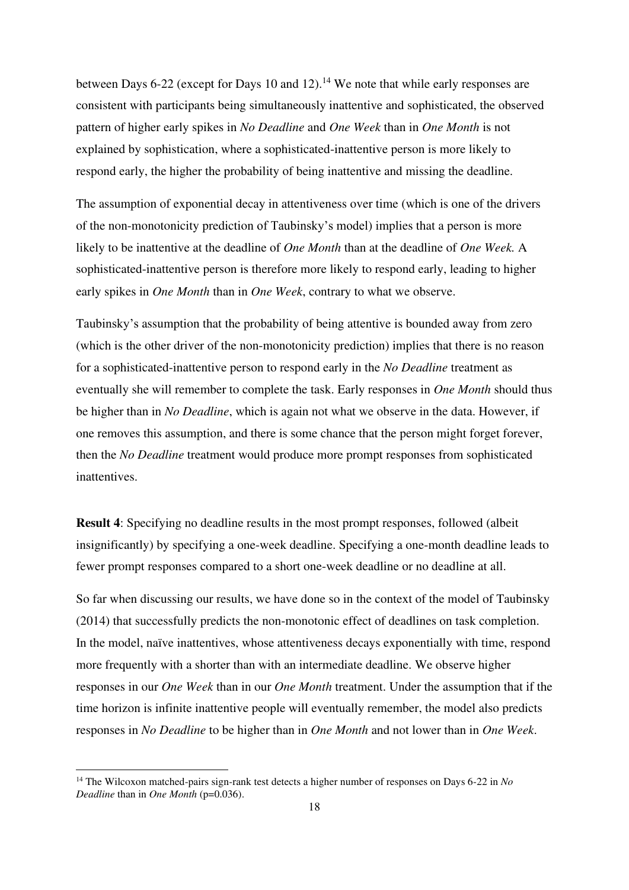between Days 6-22 (except for Days 10 and 12).[14] We note that while early responses are consistent with participants being simultaneously inattentive and sophisticated, the observed pattern of higher early spikes in *No Deadline* and *One Week* than in *One Month* is not explained by sophistication, where a sophisticated-inattentive person is more likely to respond early, the higher the probability of being inattentive and missing the deadline.

The assumption of exponential decay in attentiveness over time (which is one of the drivers of the non-monotonicity prediction of Taubinsky's model) implies that a person is more likely to be inattentive at the deadline of *One Month* than at the deadline of *One Week.* A sophisticated-inattentive person is therefore more likely to respond early, leading to higher early spikes in *One Month* than in *One Week*, contrary to what we observe.

Taubinsky's assumption that the probability of being attentive is bounded away from zero (which is the other driver of the non-monotonicity prediction) implies that there is no reason for a sophisticated-inattentive person to respond early in the *No Deadline* treatment as eventually she will remember to complete the task. Early responses in *One Month* should thus be higher than in *No Deadline*, which is again not what we observe in the data. However, if one removes this assumption, and there is some chance that the person might forget forever, then the *No Deadline* treatment would produce more prompt responses from sophisticated inattentives.

**Result 4**: Specifying no deadline results in the most prompt responses, followed (albeit insignificantly) by specifying a one-week deadline. Specifying a one-month deadline leads to fewer prompt responses compared to a short one-week deadline or no deadline at all.

So far when discussing our results, we have done so in the context of the model of Taubinsky (2014) that successfully predicts the non-monotonic effect of deadlines on task completion. In the model, naïve inattentives, whose attentiveness decays exponentially with time, respond more frequently with a shorter than with an intermediate deadline. We observe higher responses in our *One Week* than in our *One Month* treatment. Under the assumption that if the time horizon is infinite inattentive people will eventually remember, the model also predicts responses in *No Deadline* to be higher than in *One Month* and not lower than in *One Week*.

[14] The Wilcoxon matched-pairs sign-rank test detects a higher number of responses on Days 6-22 in *No Deadline* than in *One Month* (p=0.036).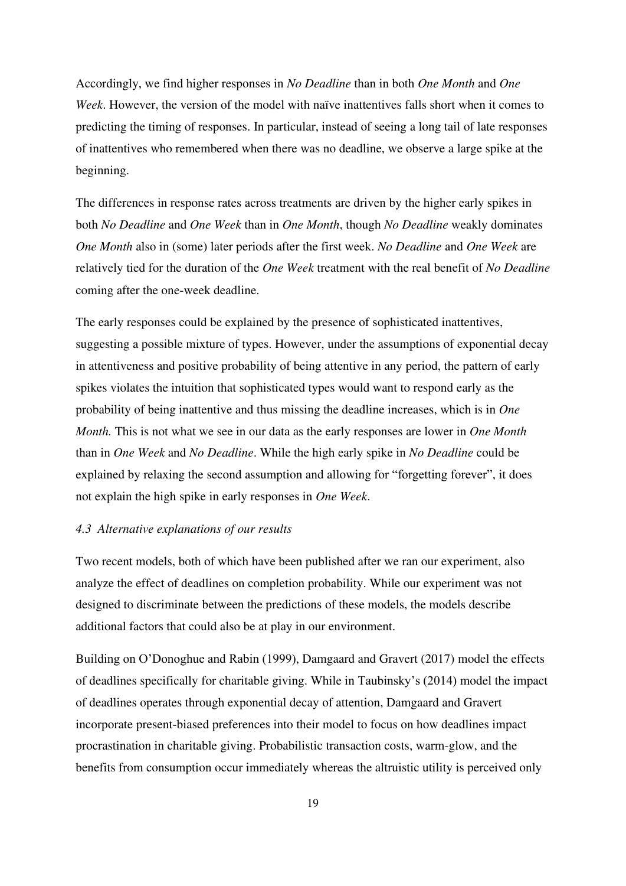Accordingly, we find higher responses in *No Deadline* than in both *One Month* and *One Week*. However, the version of the model with naïve inattentives falls short when it comes to predicting the timing of responses. In particular, instead of seeing a long tail of late responses of inattentives who remembered when there was no deadline, we observe a large spike at the beginning.

The differences in response rates across treatments are driven by the higher early spikes in both *No Deadline* and *One Week* than in *One Month*, though *No Deadline* weakly dominates *One Month* also in (some) later periods after the first week. *No Deadline* and *One Week* are relatively tied for the duration of the *One Week* treatment with the real benefit of *No Deadline* coming after the one-week deadline.

The early responses could be explained by the presence of sophisticated inattentives, suggesting a possible mixture of types. However, under the assumptions of exponential decay in attentiveness and positive probability of being attentive in any period, the pattern of early spikes violates the intuition that sophisticated types would want to respond early as the probability of being inattentive and thus missing the deadline increases, which is in *One Month.* This is not what we see in our data as the early responses are lower in *One Month* than in *One Week* and *No Deadline*. While the high early spike in *No Deadline* could be explained by relaxing the second assumption and allowing for "forgetting forever", it does not explain the high spike in early responses in *One Week*.

### *4.3 Alternative explanations of our results*

Two recent models, both of which have been published after we ran our experiment, also analyze the effect of deadlines on completion probability. While our experiment was not designed to discriminate between the predictions of these models, the models describe additional factors that could also be at play in our environment.

Building on O'Donoghue and Rabin (1999), Damgaard and Gravert (2017) model the effects of deadlines specifically for charitable giving. While in Taubinsky's (2014) model the impact of deadlines operates through exponential decay of attention, Damgaard and Gravert incorporate present-biased preferences into their model to focus on how deadlines impact procrastination in charitable giving. Probabilistic transaction costs, warm-glow, and the benefits from consumption occur immediately whereas the altruistic utility is perceived only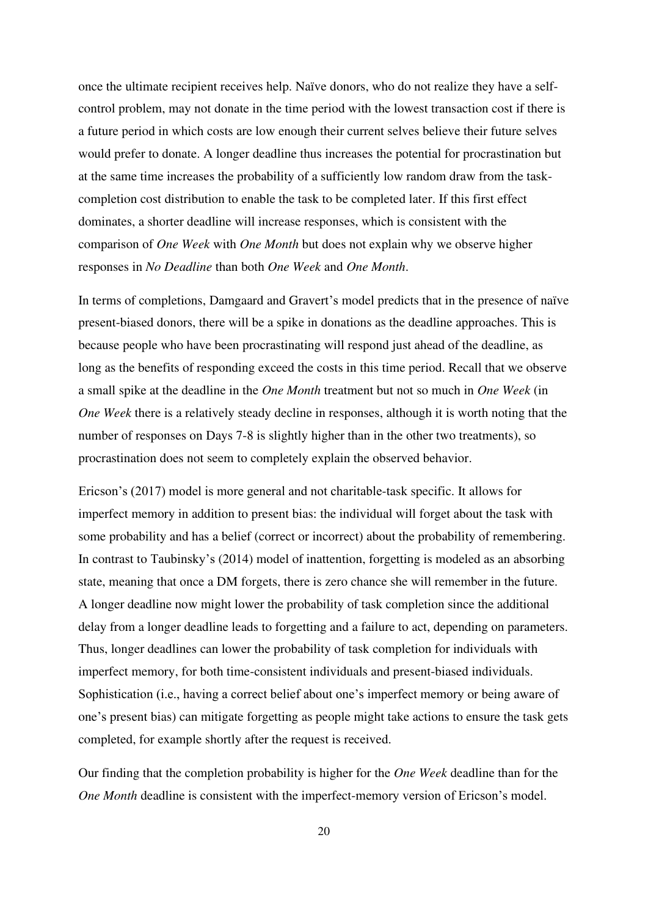once the ultimate recipient receives help. Naïve donors, who do not realize they have a self-control problem, may not donate in the time period with the lowest transaction cost if there is a future period in which costs are low enough their current selves believe their future selves would prefer to donate. A longer deadline thus increases the potential for procrastination but at the same time increases the probability of a sufficiently low random draw from the task-completion cost distribution to enable the task to be completed later. If this first effect dominates, a shorter deadline will increase responses, which is consistent with the comparison of *One Week* with *One Month* but does not explain why we observe higher responses in *No Deadline* than both *One Week* and *One Month*.

In terms of completions, Damgaard and Gravert's model predicts that in the presence of naïve present-biased donors, there will be a spike in donations as the deadline approaches. This is because people who have been procrastinating will respond just ahead of the deadline, as long as the benefits of responding exceed the costs in this time period. Recall that we observe a small spike at the deadline in the *One Month* treatment but not so much in *One Week* (in *One Week* there is a relatively steady decline in responses, although it is worth noting that the number of responses on Days 7-8 is slightly higher than in the other two treatments), so procrastination does not seem to completely explain the observed behavior.

Ericson's (2017) model is more general and not charitable-task specific. It allows for imperfect memory in addition to present bias: the individual will forget about the task with some probability and has a belief (correct or incorrect) about the probability of remembering. In contrast to Taubinsky's (2014) model of inattention, forgetting is modeled as an absorbing state, meaning that once a DM forgets, there is zero chance she will remember in the future. A longer deadline now might lower the probability of task completion since the additional delay from a longer deadline leads to forgetting and a failure to act, depending on parameters. Thus, longer deadlines can lower the probability of task completion for individuals with imperfect memory, for both time-consistent individuals and present-biased individuals. Sophistication (i.e., having a correct belief about one's imperfect memory or being aware of one's present bias) can mitigate forgetting as people might take actions to ensure the task gets completed, for example shortly after the request is received.

Our finding that the completion probability is higher for the *One Week* deadline than for the *One Month* deadline is consistent with the imperfect-memory version of Ericson's model.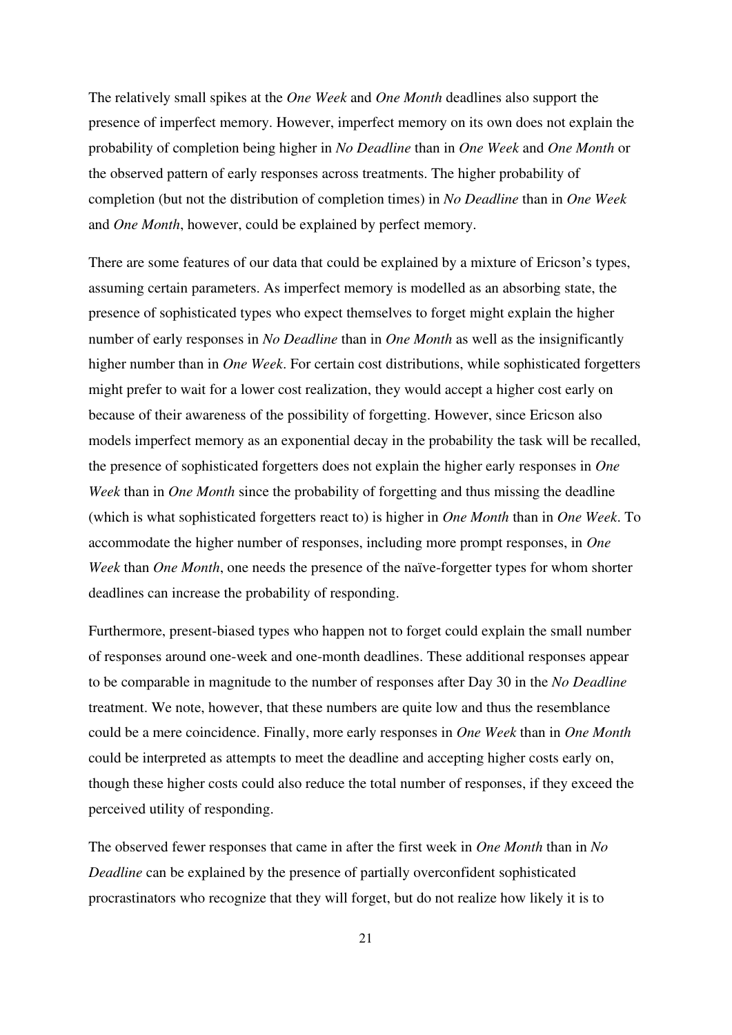The relatively small spikes at the *One Week* and *One Month* deadlines also support the presence of imperfect memory. However, imperfect memory on its own does not explain the probability of completion being higher in *No Deadline* than in *One Week* and *One Month* or the observed pattern of early responses across treatments. The higher probability of completion (but not the distribution of completion times) in *No Deadline* than in *One Week* and *One Month*, however, could be explained by perfect memory.

There are some features of our data that could be explained by a mixture of Ericson's types, assuming certain parameters. As imperfect memory is modelled as an absorbing state, the presence of sophisticated types who expect themselves to forget might explain the higher number of early responses in *No Deadline* than in *One Month* as well as the insignificantly higher number than in *One Week*. For certain cost distributions, while sophisticated forgetters might prefer to wait for a lower cost realization, they would accept a higher cost early on because of their awareness of the possibility of forgetting. However, since Ericson also models imperfect memory as an exponential decay in the probability the task will be recalled, the presence of sophisticated forgetters does not explain the higher early responses in *One Week* than in *One Month* since the probability of forgetting and thus missing the deadline (which is what sophisticated forgetters react to) is higher in *One Month* than in *One Week*. To accommodate the higher number of responses, including more prompt responses, in *One Week* than *One Month*, one needs the presence of the naïve-forgetter types for whom shorter deadlines can increase the probability of responding.

Furthermore, present-biased types who happen not to forget could explain the small number of responses around one-week and one-month deadlines. These additional responses appear to be comparable in magnitude to the number of responses after Day 30 in the *No Deadline* treatment. We note, however, that these numbers are quite low and thus the resemblance could be a mere coincidence. Finally, more early responses in *One Week* than in *One Month* could be interpreted as attempts to meet the deadline and accepting higher costs early on, though these higher costs could also reduce the total number of responses, if they exceed the perceived utility of responding.

The observed fewer responses that came in after the first week in *One Month* than in *No Deadline* can be explained by the presence of partially overconfident sophisticated procrastinators who recognize that they will forget, but do not realize how likely it is to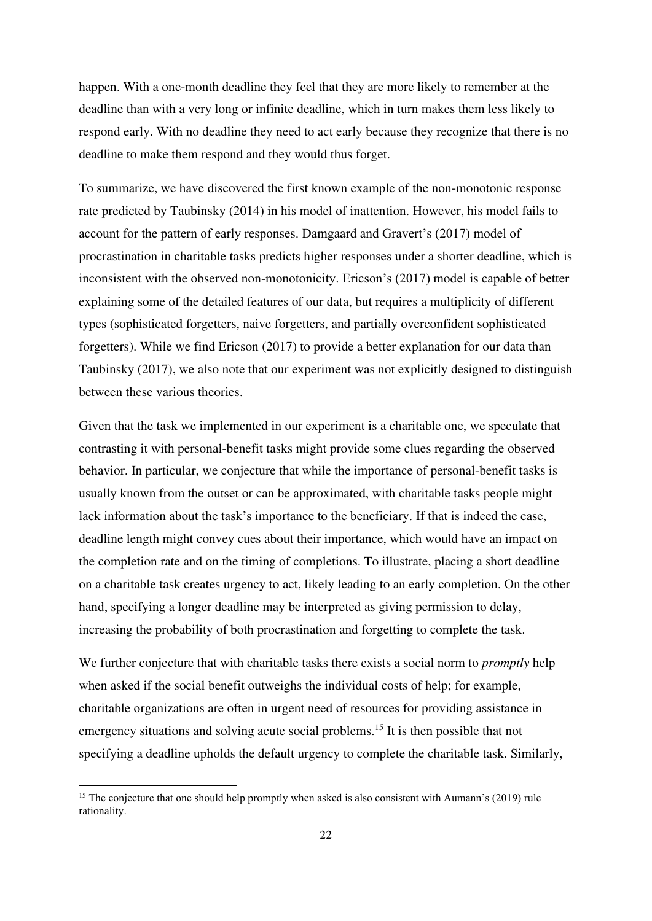happen. With a one-month deadline they feel that they are more likely to remember at the deadline than with a very long or infinite deadline, which in turn makes them less likely to respond early. With no deadline they need to act early because they recognize that there is no deadline to make them respond and they would thus forget.

To summarize, we have discovered the first known example of the non-monotonic response rate predicted by Taubinsky (2014) in his model of inattention. However, his model fails to account for the pattern of early responses. Damgaard and Gravert's (2017) model of procrastination in charitable tasks predicts higher responses under a shorter deadline, which is inconsistent with the observed non-monotonicity. Ericson's (2017) model is capable of better explaining some of the detailed features of our data, but requires a multiplicity of different types (sophisticated forgetters, naive forgetters, and partially overconfident sophisticated forgetters). While we find Ericson (2017) to provide a better explanation for our data than Taubinsky (2017), we also note that our experiment was not explicitly designed to distinguish between these various theories.

Given that the task we implemented in our experiment is a charitable one, we speculate that contrasting it with personal-benefit tasks might provide some clues regarding the observed behavior. In particular, we conjecture that while the importance of personal-benefit tasks is usually known from the outset or can be approximated, with charitable tasks people might lack information about the task's importance to the beneficiary. If that is indeed the case, deadline length might convey cues about their importance, which would have an impact on the completion rate and on the timing of completions. To illustrate, placing a short deadline on a charitable task creates urgency to act, likely leading to an early completion. On the other hand, specifying a longer deadline may be interpreted as giving permission to delay, increasing the probability of both procrastination and forgetting to complete the task.

We further conjecture that with charitable tasks there exists a social norm to *promptly* help when asked if the social benefit outweighs the individual costs of help; for example, charitable organizations are often in urgent need of resources for providing assistance in emergency situations and solving acute social problems.[15] It is then possible that not specifying a deadline upholds the default urgency to complete the charitable task. Similarly,

[15] The conjecture that one should help promptly when asked is also consistent with Aumann's (2019) rule rationality.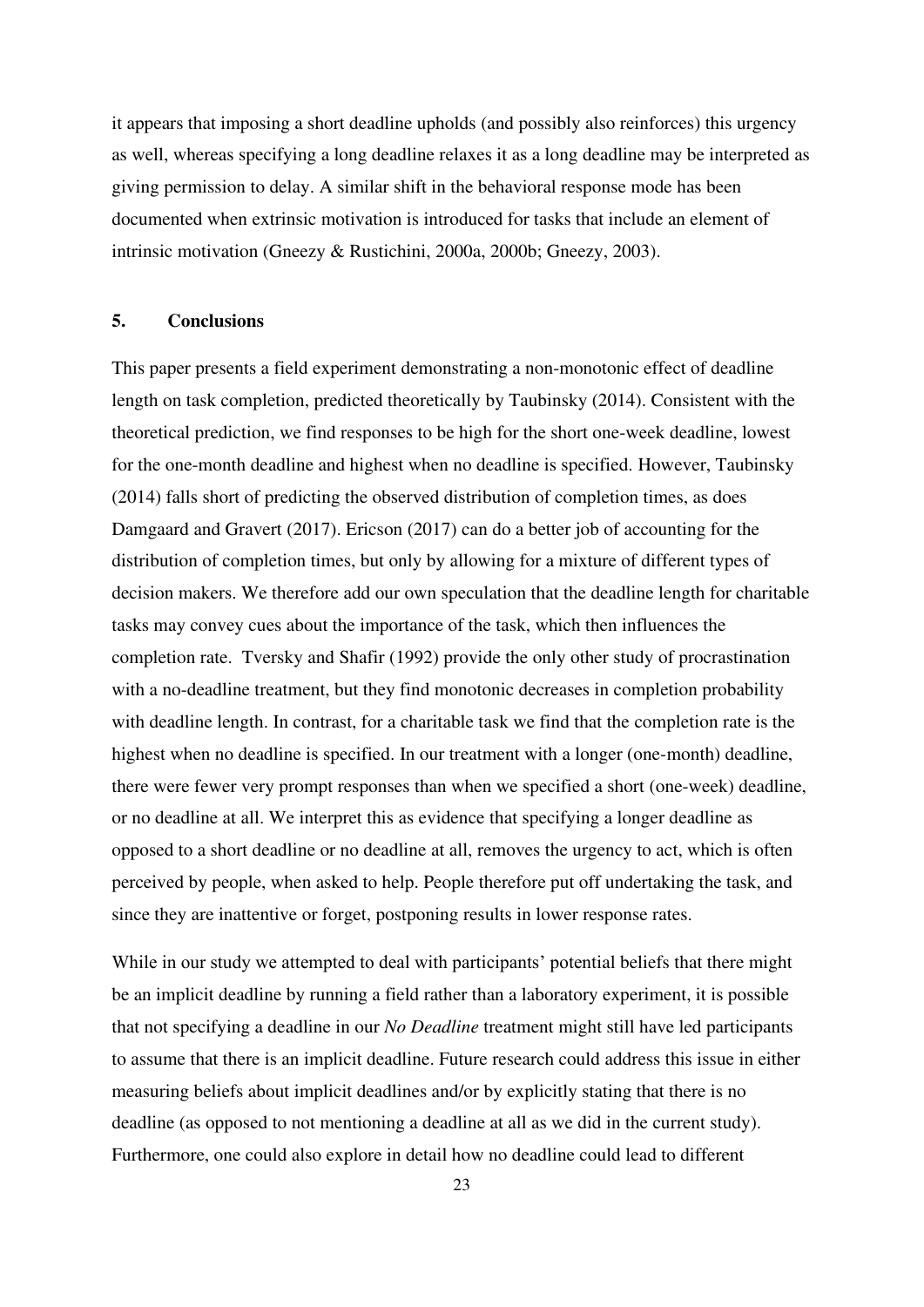it appears that imposing a short deadline upholds (and possibly also reinforces) this urgency as well, whereas specifying a long deadline relaxes it as a long deadline may be interpreted as giving permission to delay. A similar shift in the behavioral response mode has been documented when extrinsic motivation is introduced for tasks that include an element of intrinsic motivation (Gneezy & Rustichini, 2000a, 2000b; Gneezy, 2003).

## 5. Conclusions

This paper presents a field experiment demonstrating a non-monotonic effect of deadline length on task completion, predicted theoretically by Taubinsky (2014). Consistent with the theoretical prediction, we find responses to be high for the short one-week deadline, lowest for the one-month deadline and highest when no deadline is specified. However, Taubinsky (2014) falls short of predicting the observed distribution of completion times, as does Damgaard and Gravert (2017). Ericson (2017) can do a better job of accounting for the distribution of completion times, but only by allowing for a mixture of different types of decision makers. We therefore add our own speculation that the deadline length for charitable tasks may convey cues about the importance of the task, which then influences the completion rate. Tversky and Shafir (1992) provide the only other study of procrastination with a no-deadline treatment, but they find monotonic decreases in completion probability with deadline length. In contrast, for a charitable task we find that the completion rate is the highest when no deadline is specified. In our treatment with a longer (one-month) deadline, there were fewer very prompt responses than when we specified a short (one-week) deadline, or no deadline at all. We interpret this as evidence that specifying a longer deadline as opposed to a short deadline or no deadline at all, removes the urgency to act, which is often perceived by people, when asked to help. People therefore put off undertaking the task, and since they are inattentive or forget, postponing results in lower response rates.

While in our study we attempted to deal with participants' potential beliefs that there might be an implicit deadline by running a field rather than a laboratory experiment, it is possible that not specifying a deadline in our *No Deadline* treatment might still have led participants to assume that there is an implicit deadline. Future research could address this issue in either measuring beliefs about implicit deadlines and/or by explicitly stating that there is no deadline (as opposed to not mentioning a deadline at all as we did in the current study). Furthermore, one could also explore in detail how no deadline could lead to different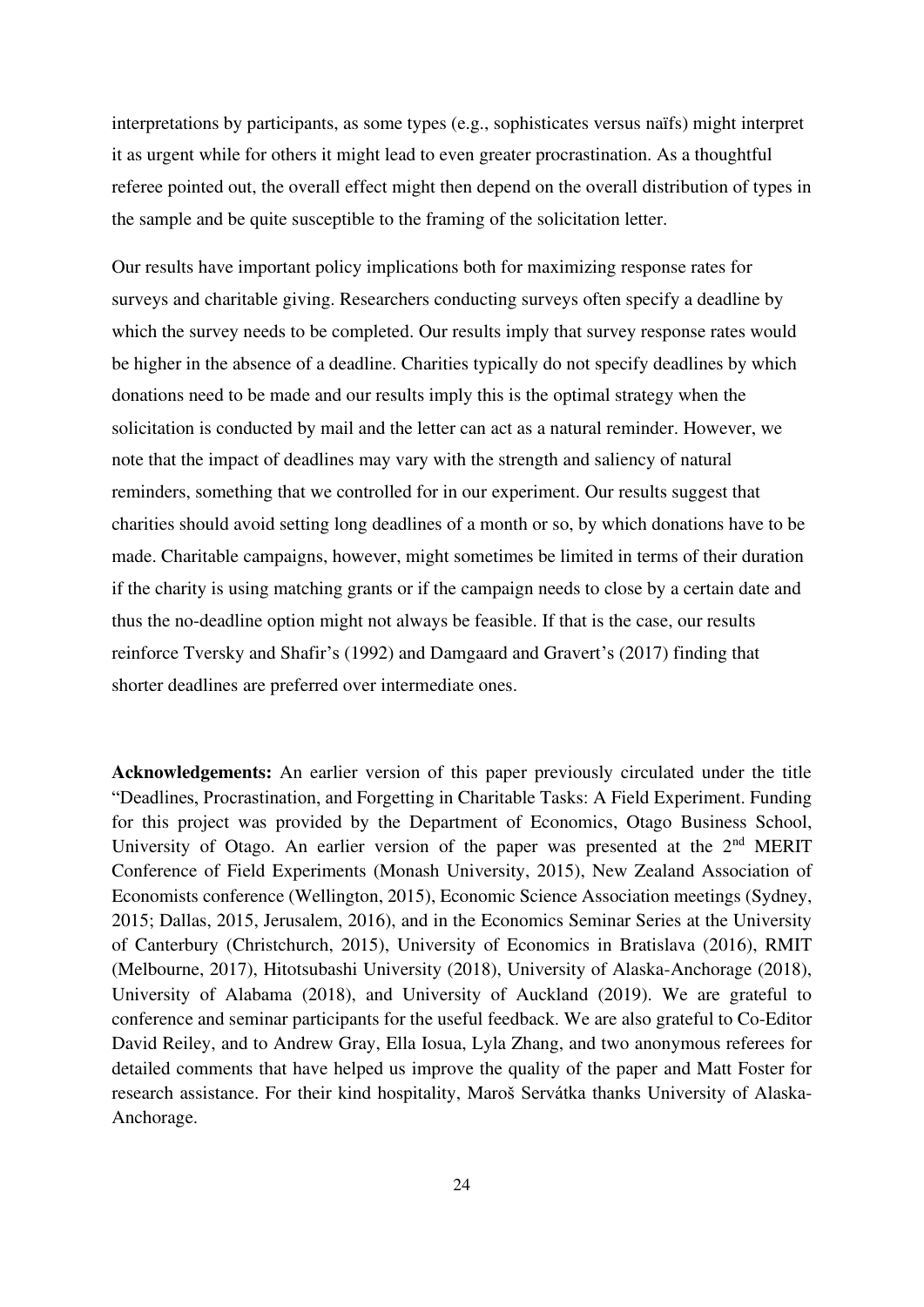interpretations by participants, as some types (e.g., sophisticates versus naïfs) might interpret it as urgent while for others it might lead to even greater procrastination. As a thoughtful referee pointed out, the overall effect might then depend on the overall distribution of types in the sample and be quite susceptible to the framing of the solicitation letter.

Our results have important policy implications both for maximizing response rates for surveys and charitable giving. Researchers conducting surveys often specify a deadline by which the survey needs to be completed. Our results imply that survey response rates would be higher in the absence of a deadline. Charities typically do not specify deadlines by which donations need to be made and our results imply this is the optimal strategy when the solicitation is conducted by mail and the letter can act as a natural reminder. However, we note that the impact of deadlines may vary with the strength and saliency of natural reminders, something that we controlled for in our experiment. Our results suggest that charities should avoid setting long deadlines of a month or so, by which donations have to be made. Charitable campaigns, however, might sometimes be limited in terms of their duration if the charity is using matching grants or if the campaign needs to close by a certain date and thus the no-deadline option might not always be feasible. If that is the case, our results reinforce Tversky and Shafir's (1992) and Damgaard and Gravert's (2017) finding that shorter deadlines are preferred over intermediate ones.

**Acknowledgements:** An earlier version of this paper previously circulated under the title "Deadlines, Procrastination, and Forgetting in Charitable Tasks: A Field Experiment. Funding for this project was provided by the Department of Economics, Otago Business School, University of Otago. An earlier version of the paper was presented at the 2nd MERIT Conference of Field Experiments (Monash University, 2015), New Zealand Association of Economists conference (Wellington, 2015), Economic Science Association meetings (Sydney, 2015; Dallas, 2015, Jerusalem, 2016), and in the Economics Seminar Series at the University of Canterbury (Christchurch, 2015), University of Economics in Bratislava (2016), RMIT (Melbourne, 2017), Hitotsubashi University (2018), University of Alaska-Anchorage (2018), University of Alabama (2018), and University of Auckland (2019). We are grateful to conference and seminar participants for the useful feedback. We are also grateful to Co-Editor David Reiley, and to Andrew Gray, Ella Iosua, Lyla Zhang, and two anonymous referees for detailed comments that have helped us improve the quality of the paper and Matt Foster for research assistance. For their kind hospitality, Maroš Servátka thanks University of Alaska-Anchorage.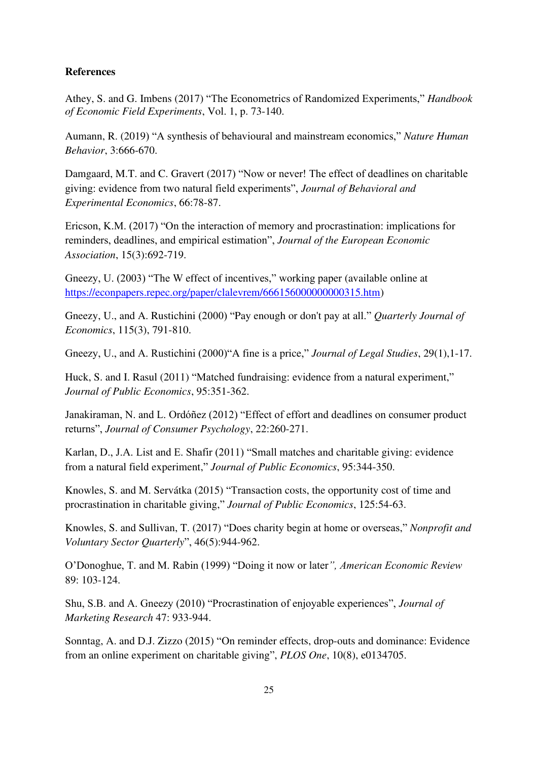**References**

Athey, S. and G. Imbens (2017) "The Econometrics of Randomized Experiments," *Handbook of Economic Field Experiments*, Vol. 1, p. 73-140.

Aumann, R. (2019) "A synthesis of behavioural and mainstream economics," *Nature Human Behavior*, 3:666-670.

Damgaard, M.T. and C. Gravert (2017) "Now or never! The effect of deadlines on charitable giving: evidence from two natural field experiments", *Journal of Behavioral and Experimental Economics*, 66:78-87.

Ericson, K.M. (2017) "On the interaction of memory and procrastination: implications for reminders, deadlines, and empirical estimation", *Journal of the European Economic Association*, 15(3):692-719.

Gneezy, U. (2003) "The W effect of incentives," working paper (available online at https://econpapers.repec.org/paper/clalevrem/666156000000000315.htm)

Gneezy, U., and A. Rustichini (2000) "Pay enough or don't pay at all." *Quarterly Journal of Economics*, 115(3), 791-810.

Gneezy, U., and A. Rustichini (2000)"A fine is a price," *Journal of Legal Studies*, 29(1),1-17.

Huck, S. and I. Rasul (2011) "Matched fundraising: evidence from a natural experiment," *Journal of Public Economics*, 95:351-362.

Janakiraman, N. and L. Ordóñez (2012) "Effect of effort and deadlines on consumer product returns", *Journal of Consumer Psychology*, 22:260-271.

Karlan, D., J.A. List and E. Shafir (2011) "Small matches and charitable giving: evidence from a natural field experiment," *Journal of Public Economics*, 95:344-350.

Knowles, S. and M. Servátka (2015) "Transaction costs, the opportunity cost of time and procrastination in charitable giving," *Journal of Public Economics*, 125:54-63.

Knowles, S. and Sullivan, T. (2017) "Does charity begin at home or overseas," *Nonprofit and Voluntary Sector Quarterly*", 46(5):944-962.

O'Donoghue, T. and M. Rabin (1999) "Doing it now or later*", American Economic Review* 89: 103-124.

Shu, S.B. and A. Gneezy (2010) "Procrastination of enjoyable experiences", *Journal of Marketing Research* 47: 933-944.

Sonntag, A. and D.J. Zizzo (2015) "On reminder effects, drop-outs and dominance: Evidence from an online experiment on charitable giving", *PLOS One*, 10(8), e0134705.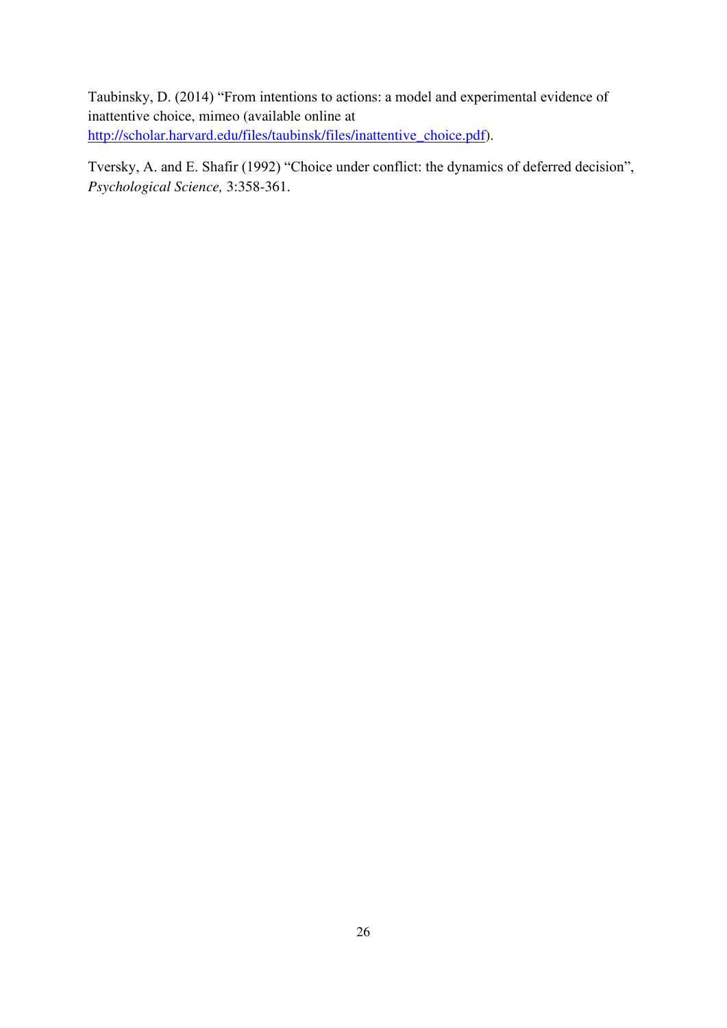Taubinsky, D. (2014) “From intentions to actions: a model and experimental evidence of inattentive choice, mimeo (available online at http://scholar.harvard.edu/files/taubinsk/files/inattentive_choice.pdf).

Tversky, A. and E. Shafir (1992) “Choice under conflict: the dynamics of deferred decision”, *Psychological Science,* 3:358-361.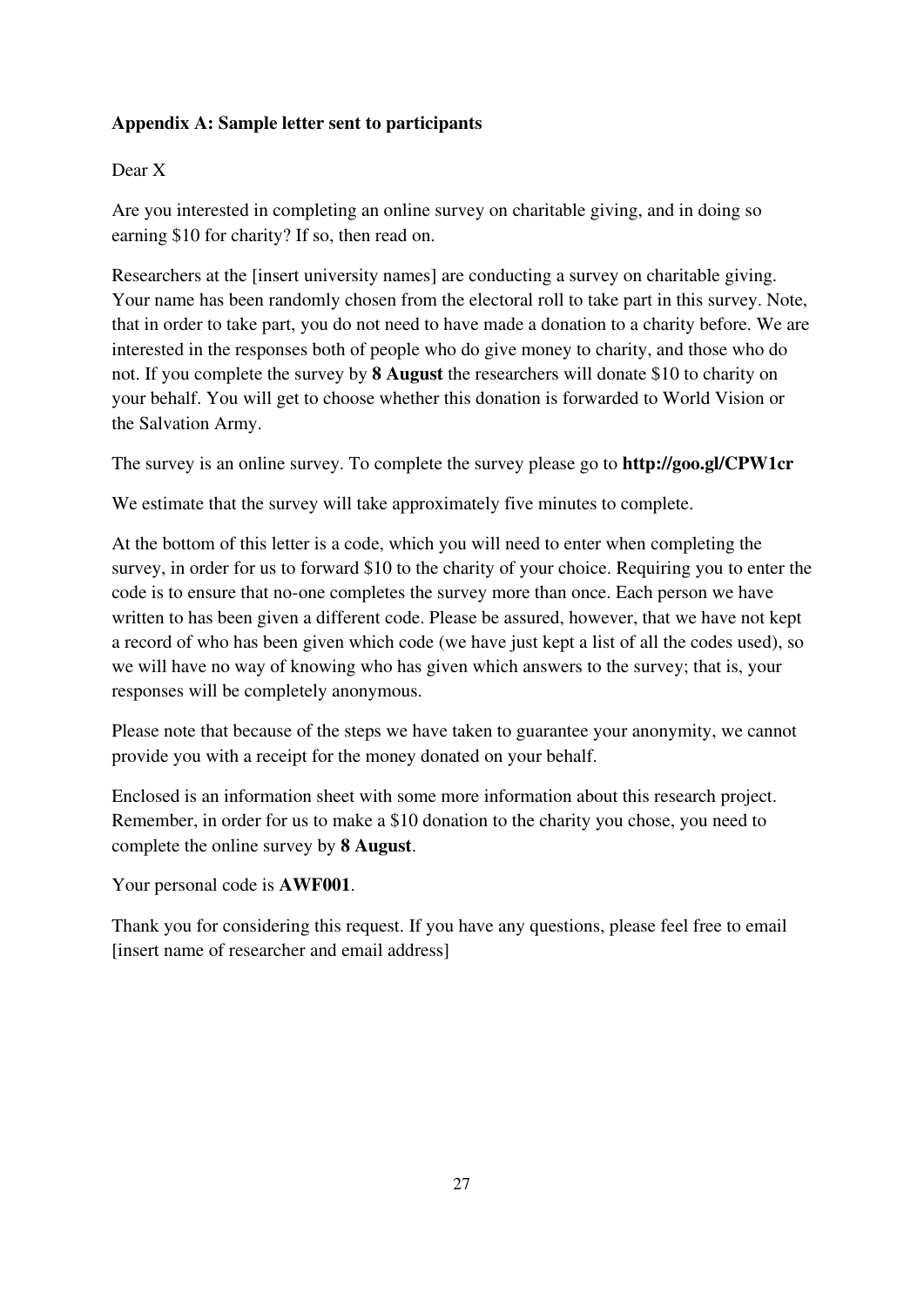**Appendix A: Sample letter sent to participants**

Dear X

Are you interested in completing an online survey on charitable giving, and in doing so earning $10 for charity? If so, then read on.

Researchers at the [insert university names] are conducting a survey on charitable giving. Your name has been randomly chosen from the electoral roll to take part in this survey. Note, that in order to take part, you do not need to have made a donation to a charity before. We are interested in the responses both of people who do give money to charity, and those who do not. If you complete the survey by **8 August** the researchers will donate $10 to charity on your behalf. You will get to choose whether this donation is forwarded to World Vision or the Salvation Army.

The survey is an online survey. To complete the survey please go to **http://goo.gl/CPW1cr**

We estimate that the survey will take approximately five minutes to complete.

At the bottom of this letter is a code, which you will need to enter when completing the survey, in order for us to forward $10 to the charity of your choice. Requiring you to enter the code is to ensure that no-one completes the survey more than once. Each person we have written to has been given a different code. Please be assured, however, that we have not kept a record of who has been given which code (we have just kept a list of all the codes used), so we will have no way of knowing who has given which answers to the survey; that is, your responses will be completely anonymous.

Please note that because of the steps we have taken to guarantee your anonymity, we cannot provide you with a receipt for the money donated on your behalf.

Enclosed is an information sheet with some more information about this research project. Remember, in order for us to make a $10 donation to the charity you chose, you need to complete the online survey by **8 August**.

Your personal code is **AWF001**.

Thank you for considering this request. If you have any questions, please feel free to email [insert name of researcher and email address]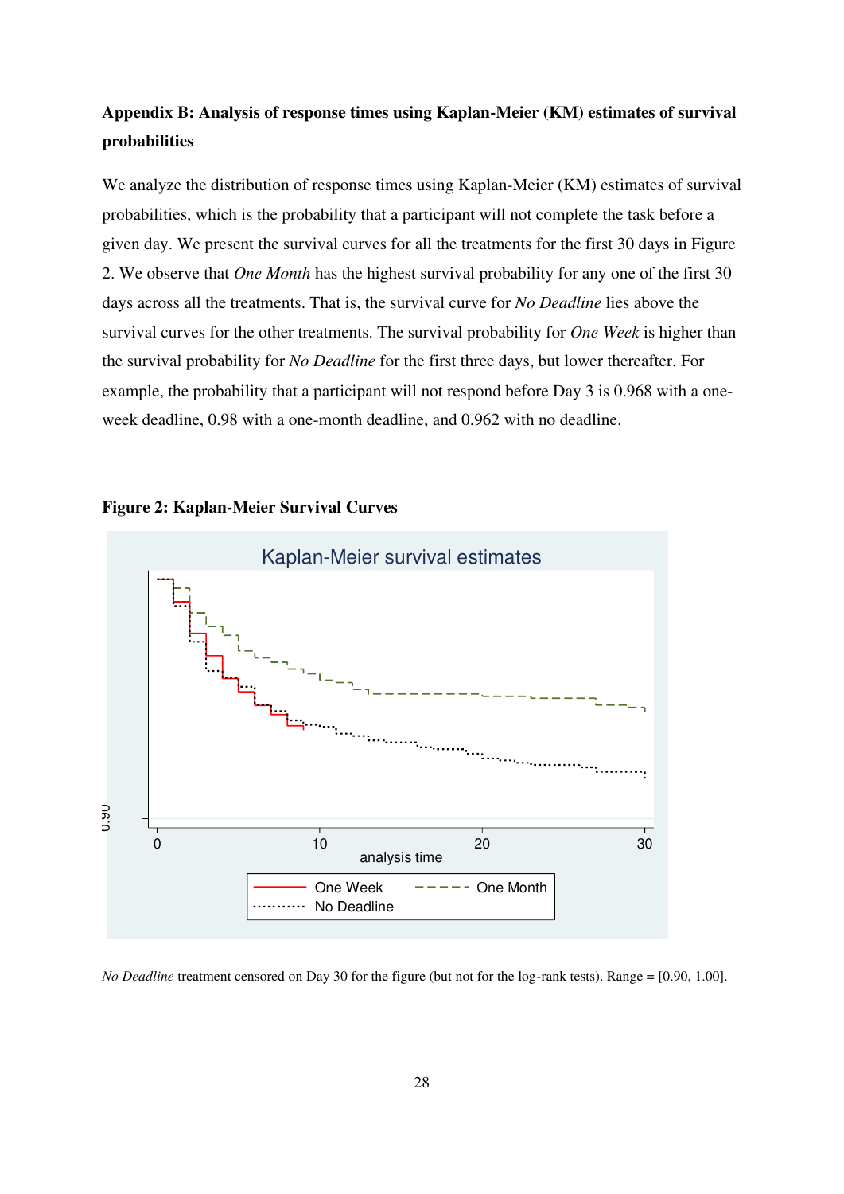**Appendix B: Analysis of response times using Kaplan-Meier (KM) estimates of survival probabilities**

We analyze the distribution of response times using Kaplan-Meier (KM) estimates of survival probabilities, which is the probability that a participant will not complete the task before a given day. We present the survival curves for all the treatments for the first 30 days in Figure 2. We observe that *One Month* has the highest survival probability for any one of the first 30 days across all the treatments. That is, the survival curve for *No Deadline* lies above the survival curves for the other treatments. The survival probability for *One Week* is higher than the survival probability for *No Deadline* for the first three days, but lower thereafter. For example, the probability that a participant will not respond before Day 3 is 0.968 with a one-week deadline, 0.98 with a one-month deadline, and 0.962 with no deadline.

**Figure 2: Kaplan-Meier Survival Curves**

*No Deadline* treatment censored on Day 30 for the figure (but not for the log-rank tests). Range = [0.90, 1.00].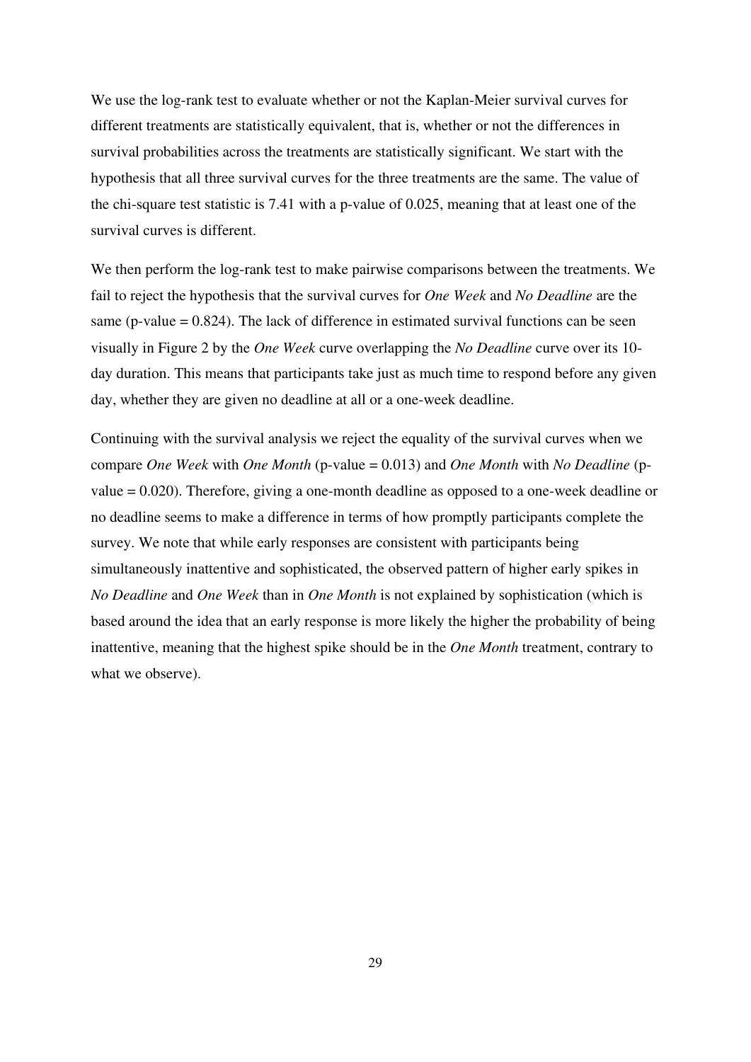We use the log-rank test to evaluate whether or not the Kaplan-Meier survival curves for different treatments are statistically equivalent, that is, whether or not the differences in survival probabilities across the treatments are statistically significant. We start with the hypothesis that all three survival curves for the three treatments are the same. The value of the chi-square test statistic is 7.41 with a p-value of 0.025, meaning that at least one of the survival curves is different.

We then perform the log-rank test to make pairwise comparisons between the treatments. We fail to reject the hypothesis that the survival curves for *One Week* and *No Deadline* are the same (p-value = 0.824). The lack of difference in estimated survival functions can be seen visually in Figure 2 by the *One Week* curve overlapping the *No Deadline* curve over its 10-day duration. This means that participants take just as much time to respond before any given day, whether they are given no deadline at all or a one-week deadline.

Continuing with the survival analysis we reject the equality of the survival curves when we compare *One Week* with *One Month* (p-value = 0.013) and *One Month* with *No Deadline* (p-value = 0.020). Therefore, giving a one-month deadline as opposed to a one-week deadline or no deadline seems to make a difference in terms of how promptly participants complete the survey. We note that while early responses are consistent with participants being simultaneously inattentive and sophisticated, the observed pattern of higher early spikes in *No Deadline* and *One Week* than in *One Month* is not explained by sophistication (which is based around the idea that an early response is more likely the higher the probability of being inattentive, meaning that the highest spike should be in the *One Month* treatment, contrary to what we observe).